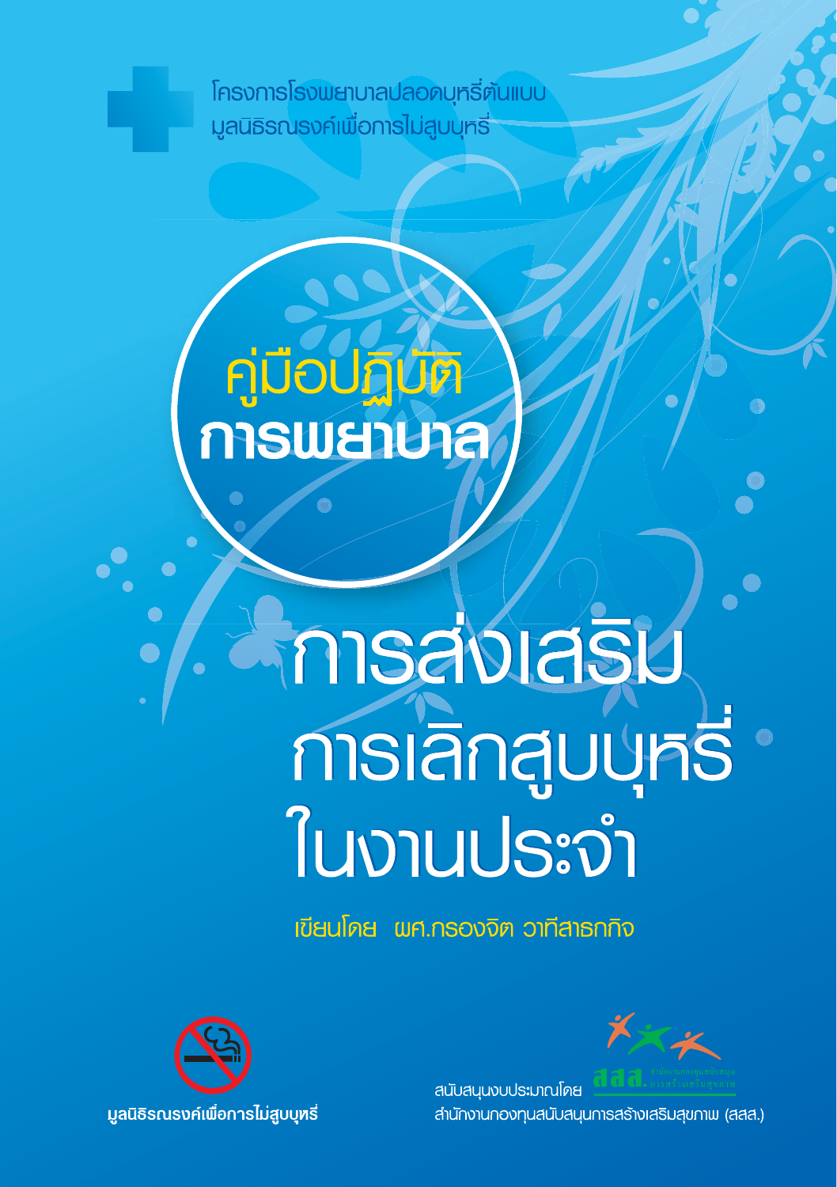โครงการโรงพยาบาลปลอดบุหรี่ต้นแบบ
มูลนิธิรณรงค์เพื่อการไม่สูบบุหรี่

# คู่มือปฏิบัติการพยาบาล

# การส่งเสริมการเลิกสูบบุหรี่ในงานประจำ

เขียนโดย ผศ.กรองจิต วาทีสาธกกิจ

มูลนิธิรณรงค์เพื่อการไม่สูบบุหรี่

สนับสนุนงบประมาณโดย
สำนักงานกองทุนสนับสนุนการสร้างเสริมสุขภาพ (สสส.)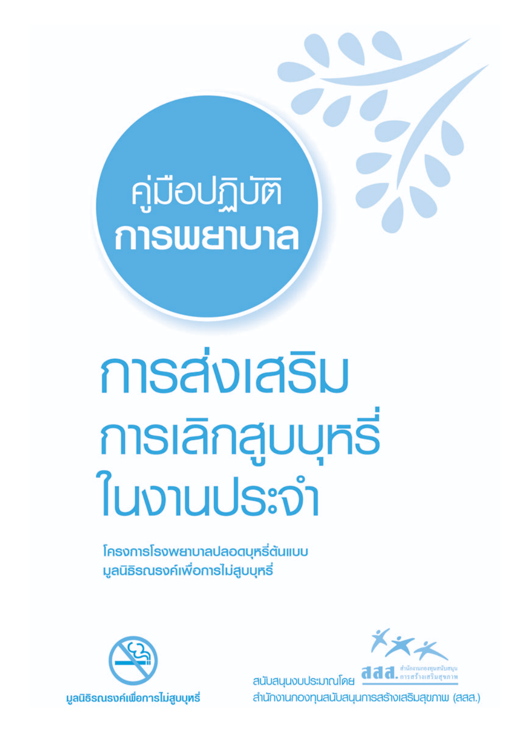# คู่มือปฏิบัติ
# การพยาบาล

# การส่งเสริมการเลิกสูบบุหรี่ในงานประจำ

**โครงการโรงพยาบาลปลอดบุหรี่ต้นแบบ**
**มูลนิธิรณรงค์เพื่อการไม่สูบบุหรี่**

**มูลนิธิรณรงค์เพื่อการไม่สูบบุหรี่**

สนับสนุนงบประมาณโดย สสส. สำนักงานกองทุนสนับสนุนการสร้างเสริมสุขภาพ

สำนักงานกองทุนสนับสนุนการสร้างเสริมสุขภาพ (สสส.)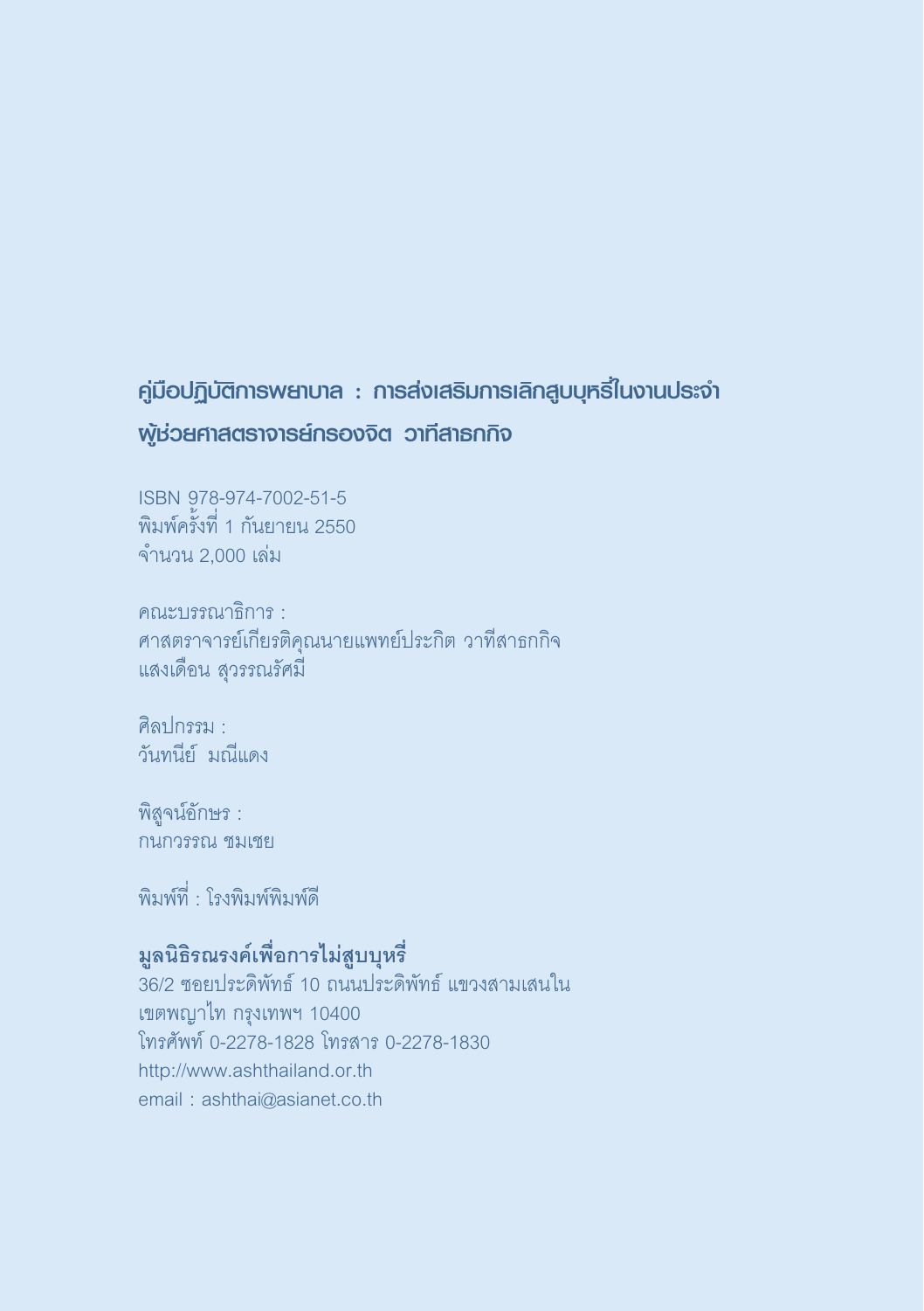**คู่มือปฏิบัติการพยาบาล : การส่งเสริมการเลิกสูบบุหรี่ในงานประจำ**

**ผู้ช่วยศาสตราจารย์กรองจิต วาทีสาธกกิจ**

ISBN 978-974-7002-51-5
พิมพ์ครั้งที่ 1 กันยายน 2550
จำนวน 2,000 เล่ม

คณะบรรณาธิการ :
ศาสตราจารย์เกียรติคุณนายแพทย์ประกิต วาทีสาธกกิจ
แสงเดือน สุวรรณรัศมี

ศิลปกรรม :
วันทนีย์ มณีแดง

พิสูจน์อักษร :
กนกวรรณ ชมเชย

พิมพ์ที่ : โรงพิมพ์พิมพ์ดี

**มูลนิธิรณรงค์เพื่อการไม่สูบบุหรี่**
36/2 ซอยประดิพัทธ์ 10 ถนนประดิพัทธ์ แขวงสามเสนใน
เขตพญาไท กรุงเทพฯ 10400
โทรศัพท์ 0-2278-1828 โทรสาร 0-2278-1830
http://www.ashthailand.or.th
email : ashthai@asianet.co.th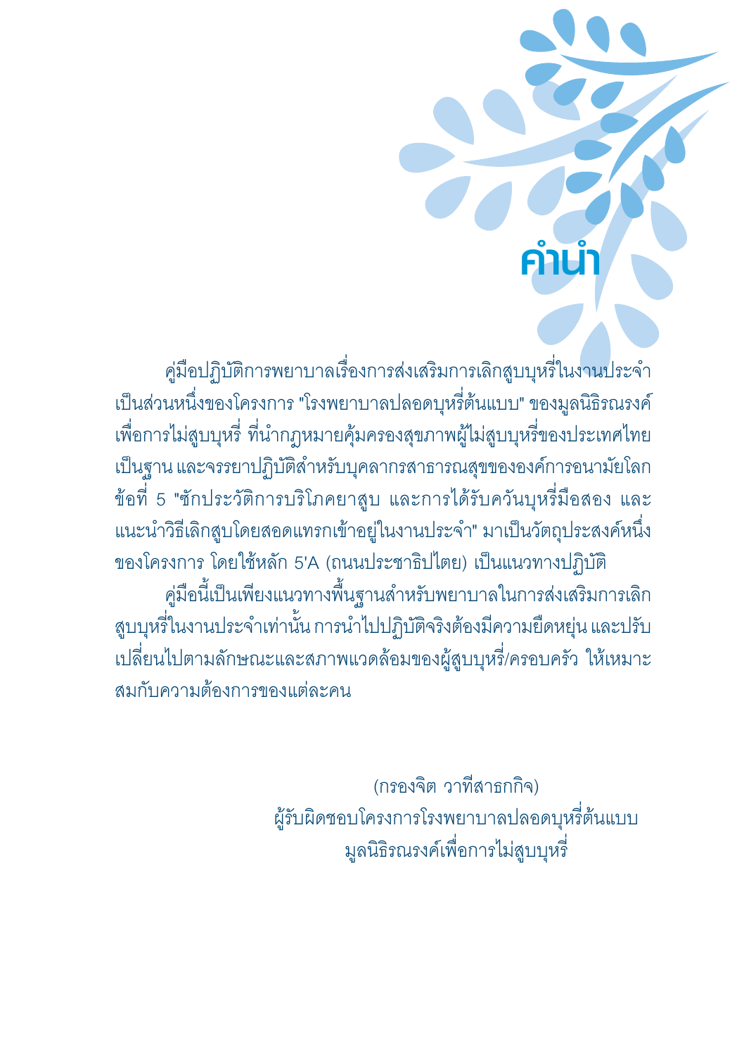# คำนำ

คู่มือปฏิบัติการพยาบาลเรื่องการส่งเสริมการเลิกสูบบุหรี่ในงานประจำ เป็นส่วนหนึ่งของโครงการ "โรงพยาบาลปลอดบุหรี่ต้นแบบ" ของมูลนิธิรณรงค์เพื่อการไม่สูบบุหรี่ ที่นำกฎหมายคุ้มครองสุขภาพผู้ไม่สูบบุหรี่ของประเทศไทยเป็นฐาน และจรรยาปฏิบัติสำหรับบุคลากรสาธารณสุขขององค์การอนามัยโลก ข้อที่ 5 "ซักประวัติการบริโภคยาสูบ และการได้รับควันบุหรี่มือสอง และแนะนำวิธีเลิกสูบโดยสอดแทรกเข้าอยู่ในงานประจำ" มาเป็นวัตถุประสงค์หนึ่งของโครงการ โดยใช้หลัก 5'A (ถนนประชาธิปไตย) เป็นแนวทางปฏิบัติ

คู่มือนี้เป็นเพียงแนวทางพื้นฐานสำหรับพยาบาลในการส่งเสริมการเลิกสูบบุหรี่ในงานประจำเท่านั้น การนำไปปฏิบัติจริงต้องมีความยืดหยุ่น และปรับเปลี่ยนไปตามลักษณะและสภาพแวดล้อมของผู้สูบบุหรี่/ครอบครัว ให้เหมาะสมกับความต้องการของแต่ละคน

(กรองจิต วาทีสาธกกิจ)
ผู้รับผิดชอบโครงการโรงพยาบาลปลอดบุหรี่ต้นแบบ
มูลนิธิรณรงค์เพื่อการไม่สูบบุหรี่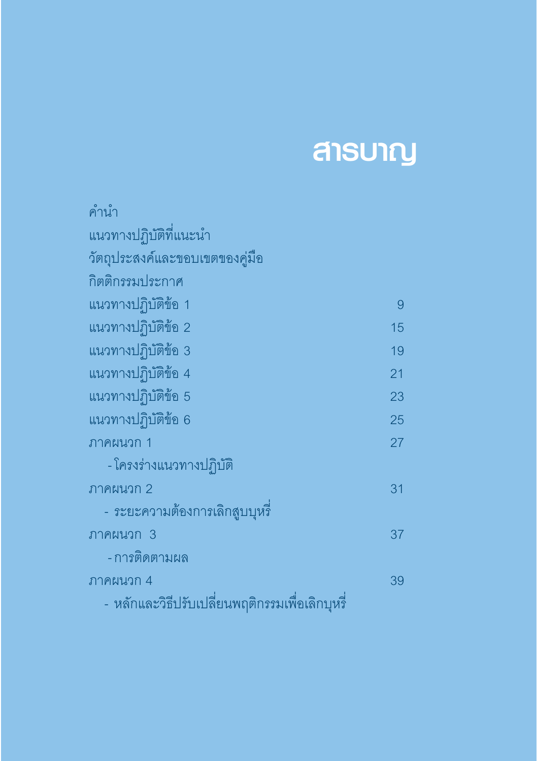# สารบาญ

| | |
|---|---|
| คำนำ | |
| แนวทางปฏิบัติที่แนะนำ | |
| วัตถุประสงค์และขอบเขตของคู่มือ | |
| กิตติกรรมประกาศ | |
| แนวทางปฏิบัติข้อ 1 | 9 |
| แนวทางปฏิบัติข้อ 2 | 15 |
| แนวทางปฏิบัติข้อ 3 | 19 |
| แนวทางปฏิบัติข้อ 4 | 21 |
| แนวทางปฏิบัติข้อ 5 | 23 |
| แนวทางปฏิบัติข้อ 6 | 25 |
| ภาคผนวก 1 | 27 |
| - โครงร่างแนวทางปฏิบัติ | |
| ภาคผนวก 2 | 31 |
| - ระยะความต้องการเลิกสูบบุหรี่ | |
| ภาคผนวก 3 | 37 |
| - การติดตามผล | |
| ภาคผนวก 4 | 39 |
| - หลักและวิธีปรับเปลี่ยนพฤติกรรมเพื่อเลิกบุหรี่ | |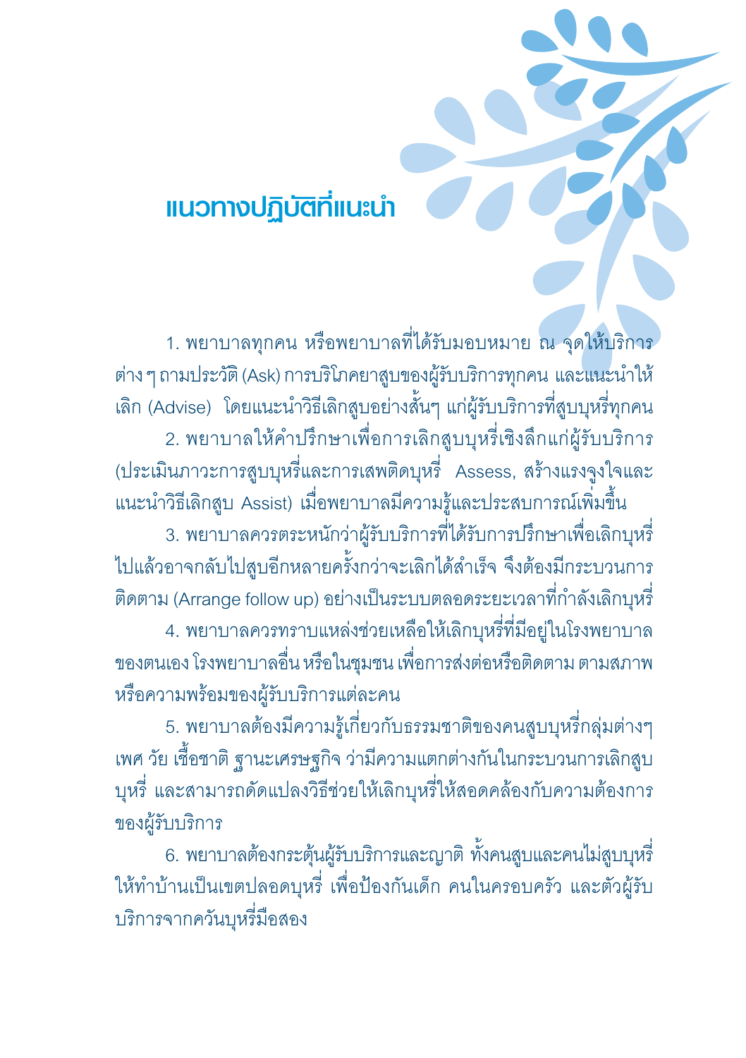# แนวทางปฏิบัติที่แนะนำ

1. พยาบาลทุกคน หรือพยาบาลที่ได้รับมอบหมาย ณ จุดให้บริการต่าง ๆ ถามประวัติ (Ask) การบริโภคยาสูบของผู้รับบริการทุกคน และแนะนำให้เลิก (Advise) โดยแนะนำวิธีเลิกสูบอย่างสั้นๆ แก่ผู้รับบริการที่สูบบุหรี่ทุกคน

2. พยาบาลให้คำปรึกษาเพื่อการเลิกสูบบุหรี่เชิงลึกแก่ผู้รับบริการ (ประเมินภาวะการสูบบุหรี่และการเสพติดบุหรี่ Assess, สร้างแรงจูงใจและแนะนำวิธีเลิกสูบ Assist) เมื่อพยาบาลมีความรู้และประสบการณ์เพิ่มขึ้น

3. พยาบาลควรตระหนักว่าผู้รับบริการที่ได้รับการปรึกษาเพื่อเลิกบุหรี่ไปแล้วอาจกลับไปสูบอีกหลายครั้งกว่าจะเลิกได้สำเร็จ จึงต้องมีกระบวนการติดตาม (Arrange follow up) อย่างเป็นระบบตลอดระยะเวลาที่กำลังเลิกบุหรี่

4. พยาบาลควรทราบแหล่งช่วยเหลือให้เลิกบุหรี่ที่มีอยู่ในโรงพยาบาลของตนเอง โรงพยาบาลอื่น หรือในชุมชน เพื่อการส่งต่อหรือติดตาม ตามสภาพหรือความพร้อมของผู้รับบริการแต่ละคน

5. พยาบาลต้องมีความรู้เกี่ยวกับธรรมชาติของคนสูบบุหรี่กลุ่มต่างๆ เพศ วัย เชื้อชาติ ฐานะเศรษฐกิจ ว่ามีความแตกต่างกันในกระบวนการเลิกสูบบุหรี่ และสามารถดัดแปลงวิธีช่วยให้เลิกบุหรี่ให้สอดคล้องกับความต้องการของผู้รับบริการ

6. พยาบาลต้องกระตุ้นผู้รับบริการและญาติ ทั้งคนสูบและคนไม่สูบบุหรี่ให้ทำบ้านเป็นเขตปลอดบุหรี่ เพื่อป้องกันเด็ก คนในครอบครัว และตัวผู้รับบริการจากควันบุหรี่มือสอง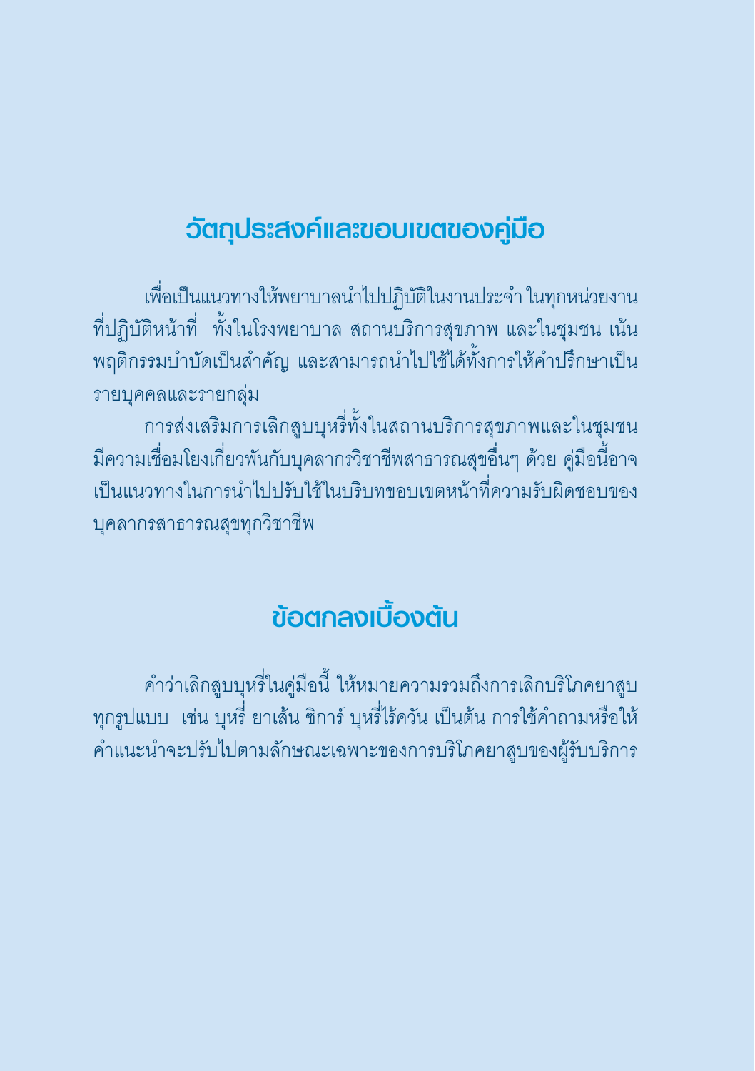## วัตถุประสงค์และขอบเขตของคู่มือ

เพื่อเป็นแนวทางให้พยาบาลนำไปปฏิบัติในงานประจำ ในทุกหน่วยงานที่ปฏิบัติหน้าที่ ทั้งในโรงพยาบาล สถานบริการสุขภาพ และในชุมชน เน้นพฤติกรรมบำบัดเป็นสำคัญ และสามารถนำไปใช้ได้ทั้งการให้คำปรึกษาเป็นรายบุคคลและรายกลุ่ม

การส่งเสริมการเลิกสูบบุหรี่ทั้งในสถานบริการสุขภาพและในชุมชน มีความเชื่อมโยงเกี่ยวพันกับบุคลากรวิชาชีพสาธารณสุขอื่นๆ ด้วย คู่มือนี้อาจเป็นแนวทางในการนำไปปรับใช้ในบริบทขอบเขตหน้าที่ความรับผิดชอบของบุคลากรสาธารณสุขทุกวิชาชีพ

## ข้อตกลงเบื้องต้น

คำว่าเลิกสูบบุหรี่ในคู่มือนี้ ให้หมายความรวมถึงการเลิกบริโภคยาสูบทุกรูปแบบ เช่น บุหรี่ ยาเส้น ซิการ์ บุหรี่ไร้ควัน เป็นต้น การใช้คำถามหรือให้คำแนะนำจะปรับไปตามลักษณะเฉพาะของการบริโภคยาสูบของผู้รับบริการ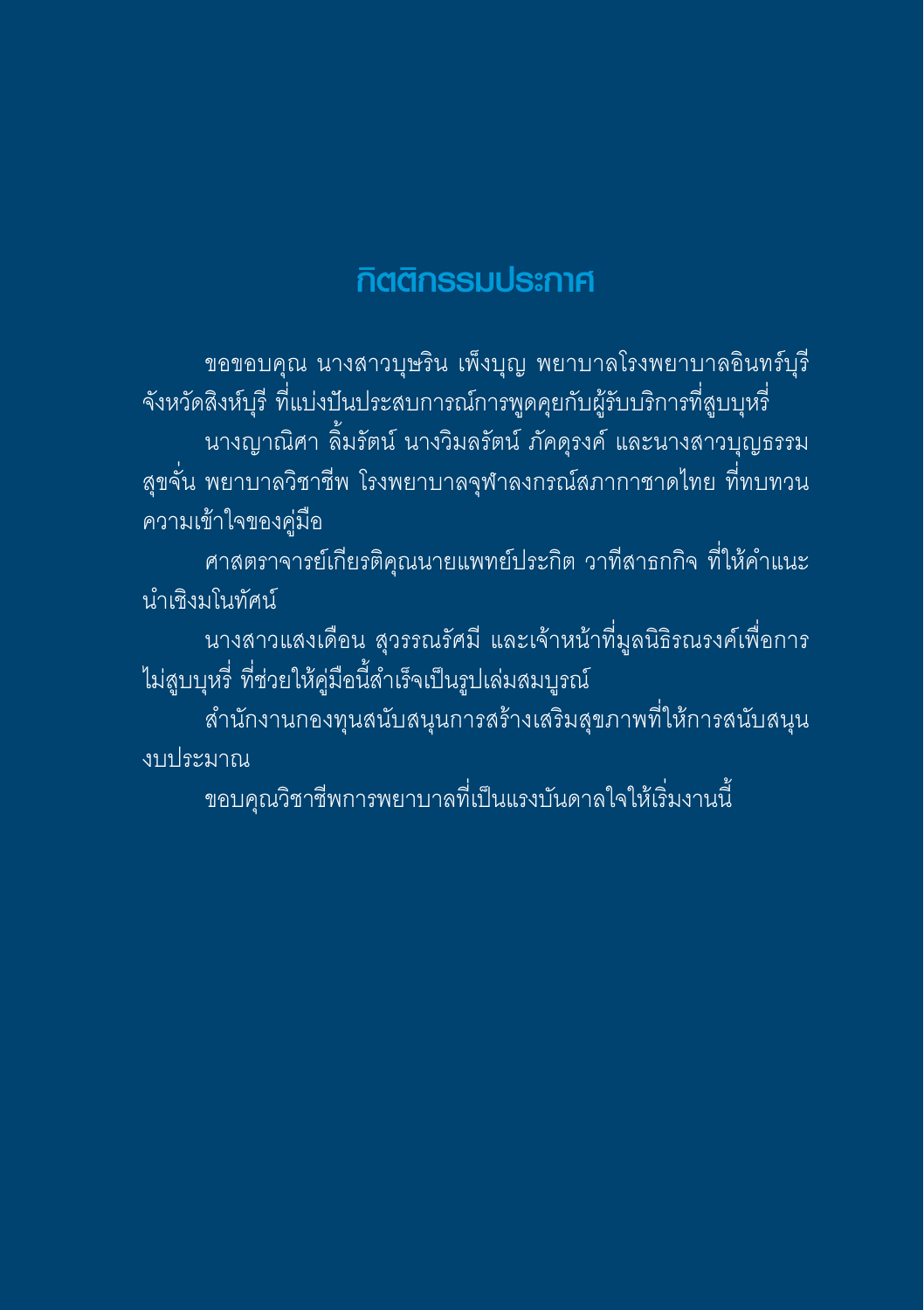# กิตติกรรมประกาศ

ขอขอบคุณ นางสาวบุษริน เพ็งบุญ พยาบาลโรงพยาบาลอินทร์บุรี จังหวัดสิงห์บุรี ที่แบ่งปันประสบการณ์การพูดคุยกับผู้รับบริการที่สูบบุหรี่

นางญาณิศา ลิ้มรัตน์ นางวิมลรัตน์ ภัคดุรงค์ และนางสาวบุญธรรม สุขจั่น พยาบาลวิชาชีพ โรงพยาบาลจุฬาลงกรณ์สภากาชาดไทย ที่ทบทวนความเข้าใจของคู่มือ

ศาสตราจารย์เกียรติคุณนายแพทย์ประกิต วาทีสาธกกิจ ที่ให้คำแนะนำเชิงมโนทัศน์

นางสาวแสงเดือน สุวรรณรัศมี และเจ้าหน้าที่มูลนิธิรณรงค์เพื่อการไม่สูบบุหรี่ ที่ช่วยให้คู่มือนี้สำเร็จเป็นรูปเล่มสมบูรณ์

สำนักงานกองทุนสนับสนุนการสร้างเสริมสุขภาพที่ให้การสนับสนุนงบประมาณ

ขอบคุณวิชาชีพการพยาบาลที่เป็นแรงบันดาลใจให้เริ่มงานนี้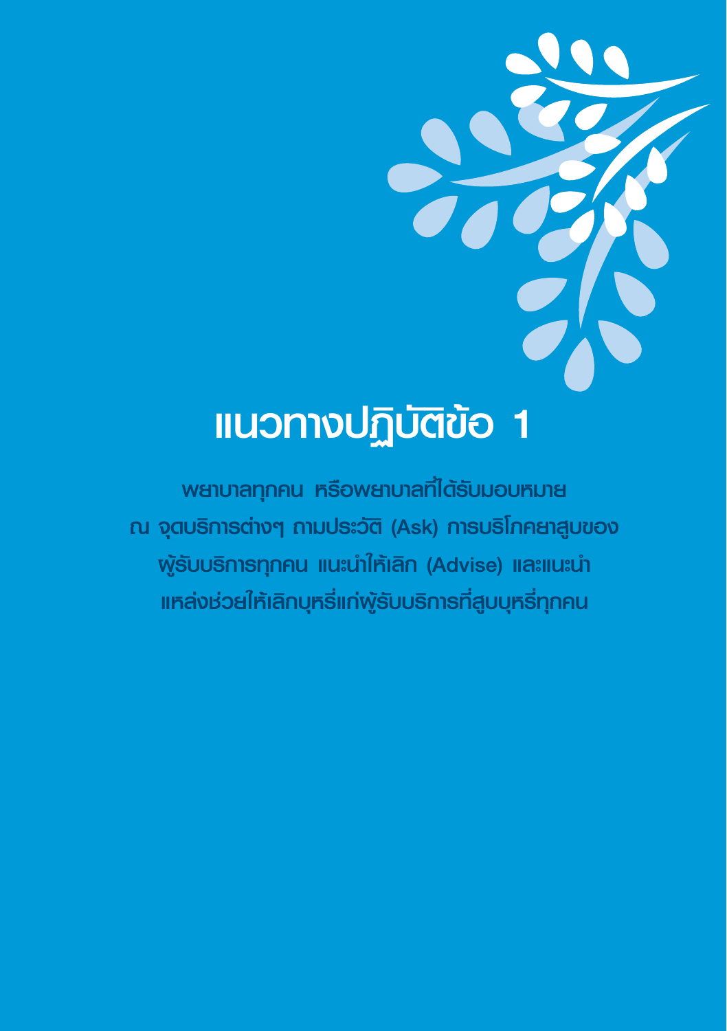# แนวทางปฏิบัติข้อ 1

**พยาบาลทุกคน หรือพยาบาลที่ได้รับมอบหมาย ณ จุดบริการต่างๆ ถามประวัติ (Ask) การบริโภคยาสูบของผู้รับบริการทุกคน แนะนำให้เลิก (Advise) และแนะนำแหล่งช่วยให้เลิกบุหรี่แก่ผู้รับบริการที่สูบบุหรี่ทุกคน**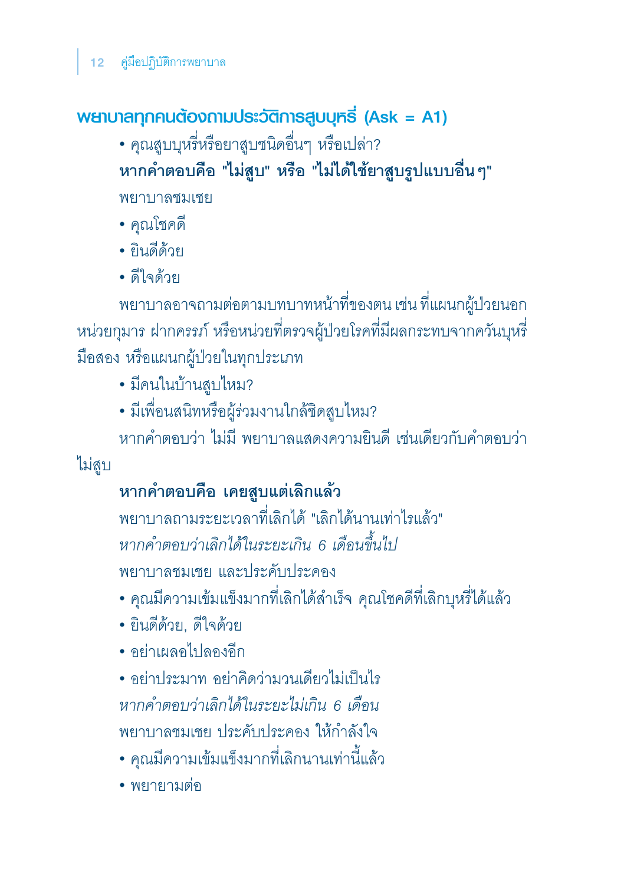## พยาบาลทุกคนต้องถามประวัติการสูบบุหรี่ (Ask = A1)

- คุณสูบบุหรี่หรือยาสูบชนิดอื่นๆ หรือเปล่า?

**หากคำตอบคือ "ไม่สูบ" หรือ "ไม่ได้ใช้ยาสูบรูปแบบอื่นๆ"**

พยาบาลชมเชย

- คุณโชคดี
- ยินดีด้วย
- ดีใจด้วย

พยาบาลอาจถามต่อตามบทบาทหน้าที่ของตน เช่น ที่แผนกผู้ป่วยนอก หน่วยกุมาร ฝากครรภ์ หรือหน่วยที่ตรวจผู้ป่วยโรคที่มีผลกระทบจากควันบุหรี่มือสอง หรือแผนกผู้ป่วยในทุกประเภท

- มีคนในบ้านสูบไหม?
- มีเพื่อนสนิทหรือผู้ร่วมงานใกล้ชิดสูบไหม?

หากคำตอบว่า ไม่มี พยาบาลแสดงความยินดี เช่นเดียวกับคำตอบว่าไม่สูบ

**หากคำตอบคือ เคยสูบแต่เลิกแล้ว**

พยาบาลถามระยะเวลาที่เลิกได้ "เลิกได้นานเท่าไรแล้ว"

*หากคำตอบว่าเลิกได้ในระยะเกิน 6 เดือนขึ้นไป*

พยาบาลชมเชย และประคับประคอง

- คุณมีความเข้มแข็งมากที่เลิกได้สำเร็จ คุณโชคดีที่เลิกบุหรี่ได้แล้ว
- ยินดีด้วย, ดีใจด้วย
- อย่าเผลอไปลองอีก
- อย่าประมาท อย่าคิดว่ามวนเดียวไม่เป็นไร

*หากคำตอบว่าเลิกได้ในระยะไม่เกิน 6 เดือน*

พยาบาลชมเชย ประคับประคอง ให้กำลังใจ

- คุณมีความเข้มแข็งมากที่เลิกนานเท่านี้แล้ว
- พยายามต่อ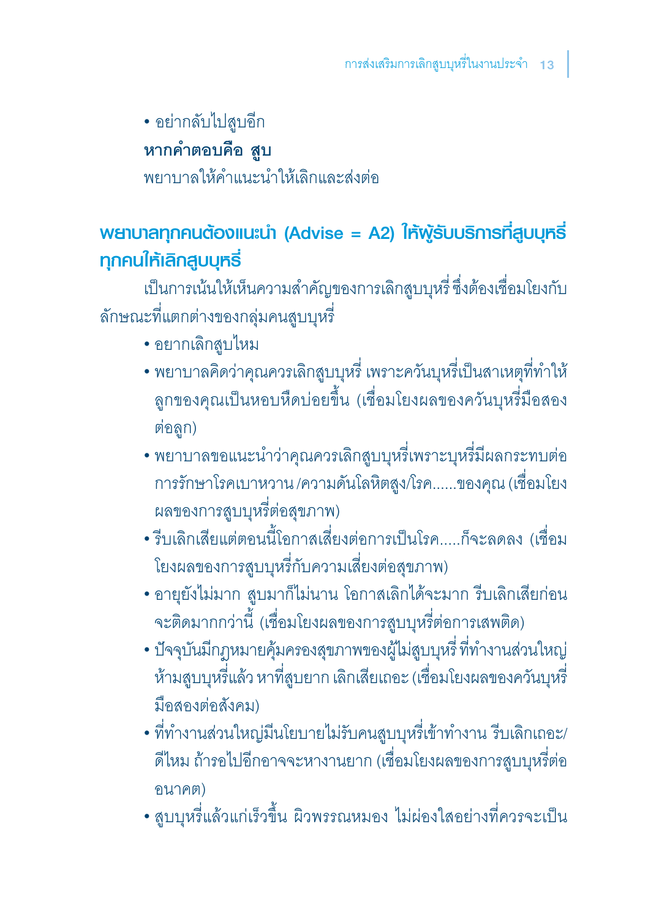- อย่ากลับไปสูบอีก

**หากคำตอบคือ สูบ**

พยาบาลให้คำแนะนำให้เลิกและส่งต่อ

## พยาบาลทุกคนต้องแนะนำ (Advise = A2) ให้ผู้รับบริการที่สูบบุหรี่ทุกคนให้เลิกสูบบุหรี่

เป็นการเน้นให้เห็นความสำคัญของการเลิกสูบบุหรี่ ซึ่งต้องเชื่อมโยงกับลักษณะที่แตกต่างของกลุ่มคนสูบบุหรี่

- อยากเลิกสูบไหม
- พยาบาลคิดว่าคุณควรเลิกสูบบุหรี่ เพราะควันบุหรี่เป็นสาเหตุที่ทำให้ลูกของคุณเป็นหอบหืดบ่อยขึ้น (เชื่อมโยงผลของควันบุหรี่มือสองต่อลูก)
- พยาบาลขอแนะนำว่าคุณควรเลิกสูบบุหรี่เพราะบุหรี่มีผลกระทบต่อการรักษาโรคเบาหวาน /ความดันโลหิตสูง/โรค......ของคุณ (เชื่อมโยงผลของการสูบบุหรี่ต่อสุขภาพ)
- รีบเลิกเสียแต่ตอนนี้โอกาสเสี่ยงต่อการเป็นโรค.....ก็จะลดลง (เชื่อมโยงผลของการสูบบุหรี่กับความเสี่ยงต่อสุขภาพ)
- อายุยังไม่มาก สูบมาก็ไม่นาน โอกาสเลิกได้จะมาก รีบเลิกเสียก่อนจะติดมากกว่านี้ (เชื่อมโยงผลของการสูบบุหรี่ต่อการเสพติด)
- ปัจจุบันมีกฎหมายคุ้มครองสุขภาพของผู้ไม่สูบบุหรี่ ที่ทำงานส่วนใหญ่ห้ามสูบบุหรี่แล้ว หาที่สูบยาก เลิกเสียเถอะ (เชื่อมโยงผลของควันบุหรี่มือสองต่อสังคม)
- ที่ทำงานส่วนใหญ่มีนโยบายไม่รับคนสูบบุหรี่เข้าทำงาน รีบเลิกเถอะ/ดีไหม ถ้ารอไปอีกอาจจะหางานยาก (เชื่อมโยงผลของการสูบบุหรี่ต่ออนาคต)
- สูบบุหรี่แล้วแก่เร็วขึ้น ผิวพรรณหมอง ไม่ผ่องใสอย่างที่ควรจะเป็น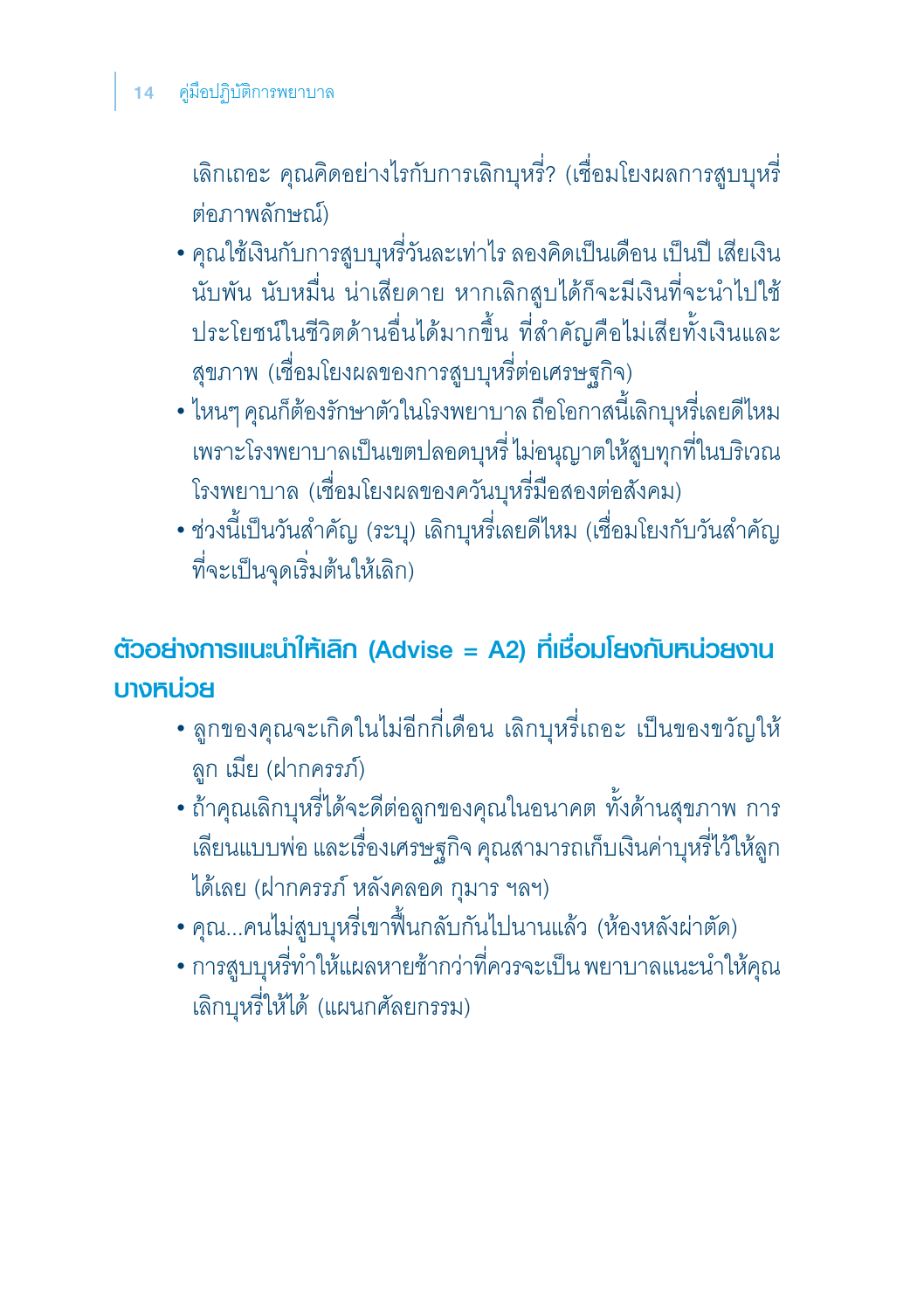เลิกเถอะ คุณคิดอย่างไรกับการเลิกบุหรี่? (เชื่อมโยงผลการสูบบุหรี่ต่อภาพลักษณ์)

- คุณใช้เงินกับการสูบบุหรี่วันละเท่าไร ลองคิดเป็นเดือน เป็นปี เสียเงินนับพัน นับหมื่น น่าเสียดาย หากเลิกสูบได้ก็จะมีเงินที่จะนำไปใช้ประโยชน์ในชีวิตด้านอื่นได้มากขึ้น ที่สำคัญคือไม่เสียทั้งเงินและสุขภาพ (เชื่อมโยงผลของการสูบบุหรี่ต่อเศรษฐกิจ)
- ไหนๆ คุณก็ต้องรักษาตัวในโรงพยาบาล ถือโอกาสนี้เลิกบุหรี่เลยดีไหม เพราะโรงพยาบาลเป็นเขตปลอดบุหรี่ ไม่อนุญาตให้สูบทุกที่ในบริเวณโรงพยาบาล (เชื่อมโยงผลของควันบุหรี่มือสองต่อสังคม)
- ช่วงนี้เป็นวันสำคัญ (ระบุ) เลิกบุหรี่เลยดีไหม (เชื่อมโยงกับวันสำคัญที่จะเป็นจุดเริ่มต้นให้เลิก)

## ตัวอย่างการแนะนำให้เลิก (Advise = A2) ที่เชื่อมโยงกับหน่วยงานบางหน่วย

- ลูกของคุณจะเกิดในไม่อีกกี่เดือน เลิกบุหรี่เถอะ เป็นของขวัญให้ลูก เมีย (ฝากครรภ์)
- ถ้าคุณเลิกบุหรี่ได้จะดีต่อลูกของคุณในอนาคต ทั้งด้านสุขภาพ การเลียนแบบพ่อ และเรื่องเศรษฐกิจ คุณสามารถเก็บเงินค่าบุหรี่ไว้ให้ลูกได้เลย (ฝากครรภ์ หลังคลอด กุมาร ฯลฯ)
- คุณ...คนไม่สูบบุหรี่เขาฟื้นกลับกันไปนานแล้ว (ห้องหลังผ่าตัด)
- การสูบบุหรี่ทำให้แผลหายช้ากว่าที่ควรจะเป็น พยาบาลแนะนำให้คุณเลิกบุหรี่ให้ได้ (แผนกศัลยกรรม)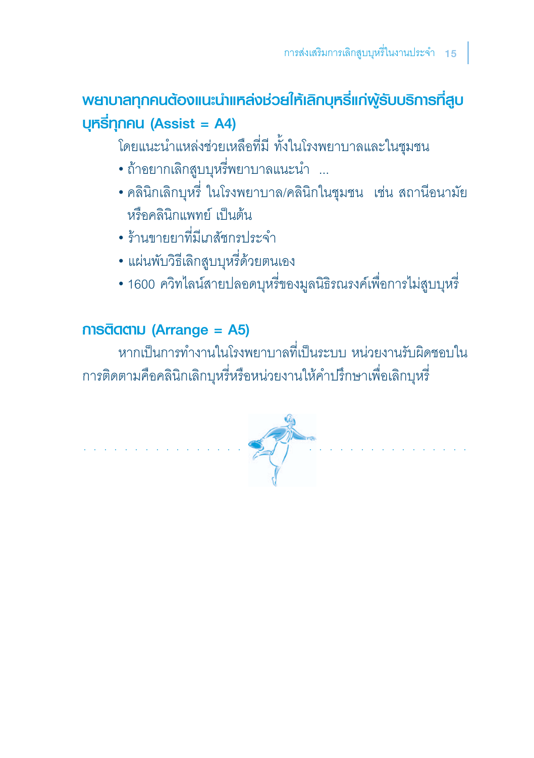## พยาบาลทุกคนต้องแนะนำแหล่งช่วยให้เลิกบุหรี่แก่ผู้รับบริการที่สูบบุหรี่ทุกคน (Assist = A4)

โดยแนะนำแหล่งช่วยเหลือที่มี ทั้งในโรงพยาบาลและในชุมชน

- ถ้าอยากเลิกสูบบุหรี่พยาบาลแนะนำ ...
- คลินิกเลิกบุหรี่ ในโรงพยาบาล/คลินิกในชุมชน เช่น สถานีอนามัย หรือคลินิกแพทย์ เป็นต้น
- ร้านขายยาที่มีเภสัชกรประจำ
- แผ่นพับวิธีเลิกสูบบุหรี่ด้วยตนเอง
- 1600 ควิทไลน์สายปลอดบุหรี่ของมูลนิธิรณรงค์เพื่อการไม่สูบบุหรี่

## การติดตาม (Arrange = A5)

หากเป็นการทำงานในโรงพยาบาลที่เป็นระบบ หน่วยงานรับผิดชอบในการติดตามคือคลินิกเลิกบุหรี่หรือหน่วยงานให้คำปรึกษาเพื่อเลิกบุหรี่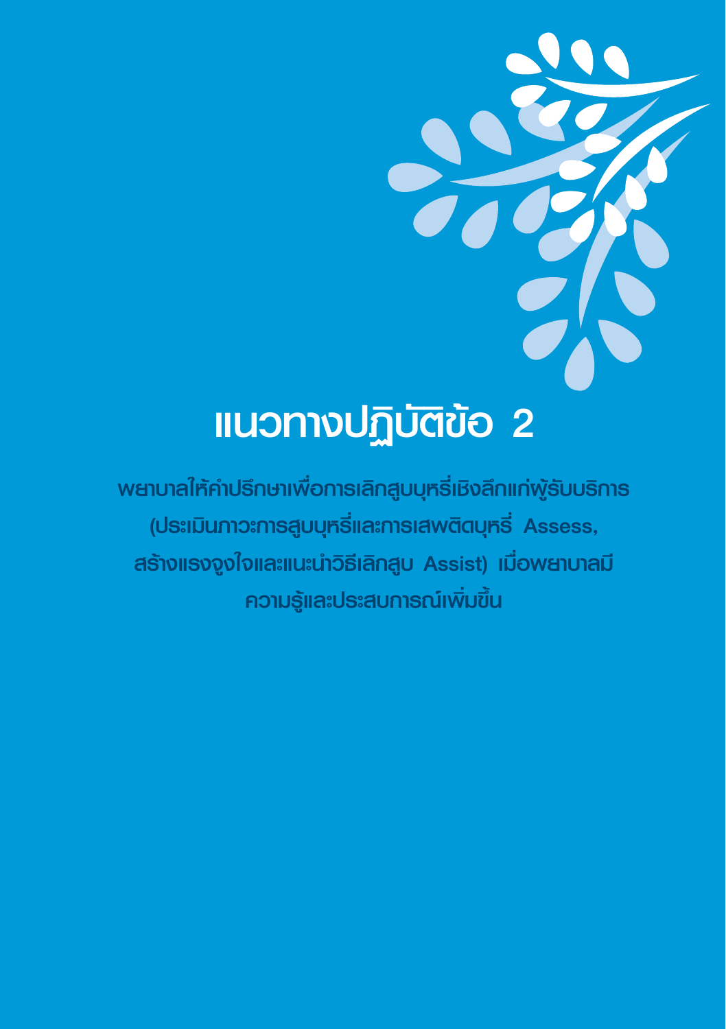# แนวทางปฏิบัติข้อ 2

**พยาบาลให้คำปรึกษาเพื่อการเลิกสูบบุหรี่เชิงลึกแก่ผู้รับบริการ (ประเมินภาวะการสูบบุหรี่และการเสพติดบุหรี่ Assess, สร้างแรงจูงใจและแนะนำวิธีเลิกสูบ Assist) เมื่อพยาบาลมีความรู้และประสบการณ์เพิ่มขึ้น**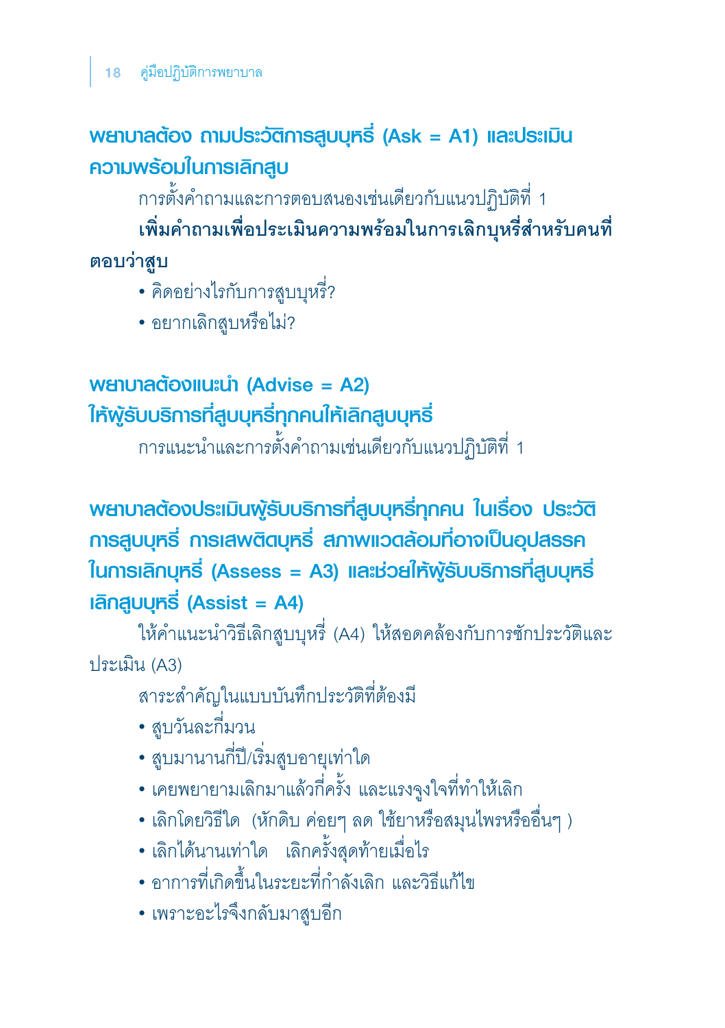## พยาบาลต้อง ถามประวัติการสูบบุหรี่ (Ask = A1) และประเมินความพร้อมในการเลิกสูบ

การตั้งคำถามและการตอบสนองเช่นเดียวกับแนวปฏิบัติที่ 1

**เพิ่มคำถามเพื่อประเมินความพร้อมในการเลิกบุหรี่สำหรับคนที่ตอบว่าสูบ**

- คิดอย่างไรกับการสูบบุหรี่?
- อยากเลิกสูบหรือไม่?

## พยาบาลต้องแนะนำ (Advise = A2) ให้ผู้รับบริการที่สูบบุหรี่ทุกคนให้เลิกสูบบุหรี่

การแนะนำและการตั้งคำถามเช่นเดียวกับแนวปฏิบัติที่ 1

## พยาบาลต้องประเมินผู้รับบริการที่สูบบุหรี่ทุกคน ในเรื่อง ประวัติการสูบบุหรี่ การเสพติดบุหรี่ สภาพแวดล้อมที่อาจเป็นอุปสรรคในการเลิกบุหรี่ (Assess = A3) และช่วยให้ผู้รับบริการที่สูบบุหรี่เลิกสูบบุหรี่ (Assist = A4)

ให้คำแนะนำวิธีเลิกสูบบุหรี่ (A4) ให้สอดคล้องกับการซักประวัติและประเมิน (A3)

สาระสำคัญในแบบบันทึกประวัติที่ต้องมี

- สูบวันละกี่มวน
- สูบมานานกี่ปี/เริ่มสูบอายุเท่าใด
- เคยพยายามเลิกมาแล้วกี่ครั้ง และแรงจูงใจที่ทำให้เลิก
- เลิกโดยวิธีใด (หักดิบ ค่อยๆ ลด ใช้ยาหรือสมุนไพรหรืออื่นๆ )
- เลิกได้นานเท่าใด เลิกครั้งสุดท้ายเมื่อไร
- อาการที่เกิดขึ้นในระยะที่กำลังเลิก และวิธีแก้ไข
- เพราะอะไรจึงกลับมาสูบอีก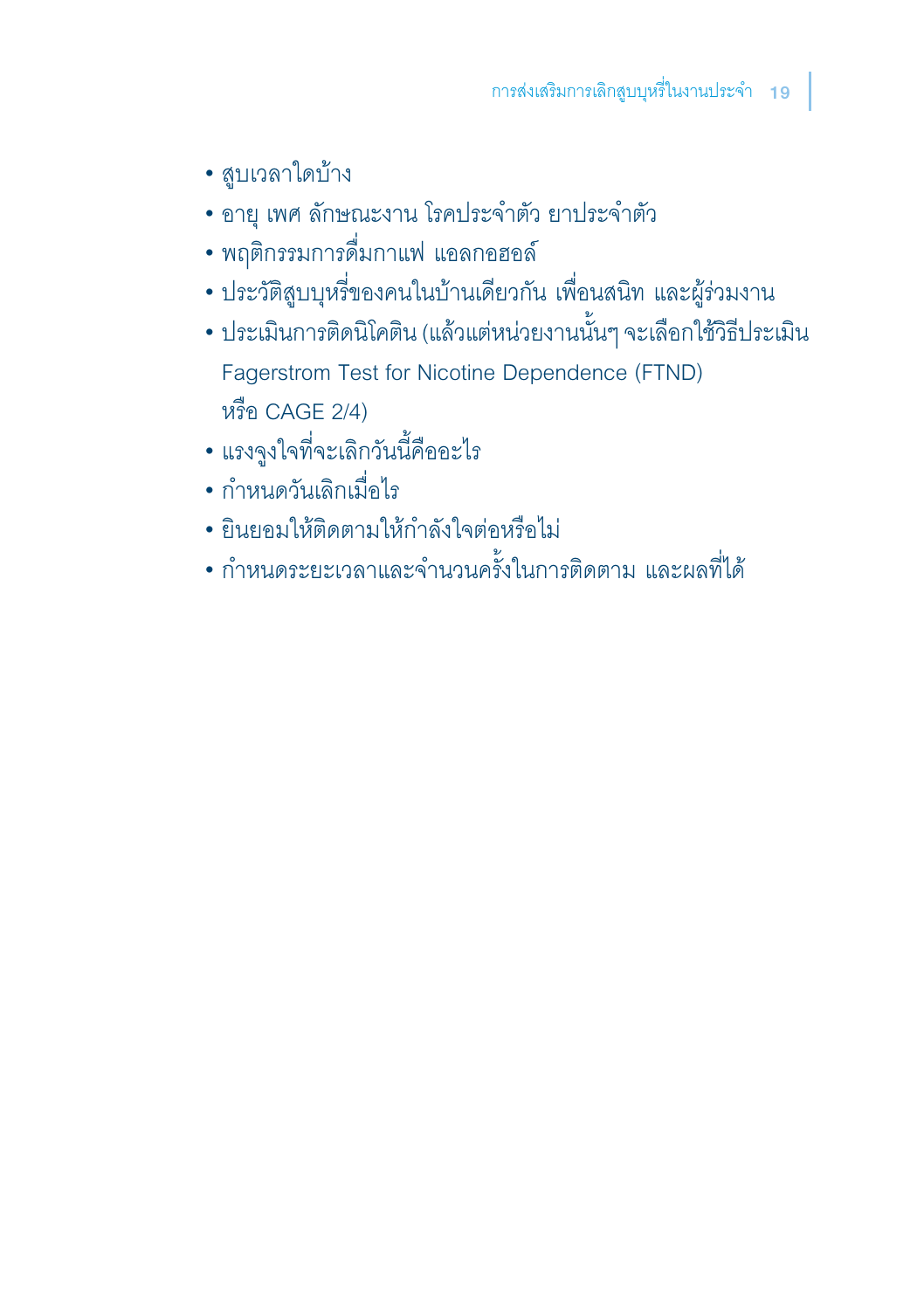- สูบเวลาใดบ้าง
- อายุ เพศ ลักษณะงาน โรคประจำตัว ยาประจำตัว
- พฤติกรรมการดื่มกาแฟ แอลกอฮอล์
- ประวัติสูบบุหรี่ของคนในบ้านเดียวกัน เพื่อนสนิท และผู้ร่วมงาน
- ประเมินการติดนิโคติน (แล้วแต่หน่วยงานนั้นๆ จะเลือกใช้วิธีประเมิน Fagerstrom Test for Nicotine Dependence (FTND) หรือ CAGE 2/4)
- แรงจูงใจที่จะเลิกวันนี้คืออะไร
- กำหนดวันเลิกเมื่อไร
- ยินยอมให้ติดตามให้กำลังใจต่อหรือไม่
- กำหนดระยะเวลาและจำนวนครั้งในการติดตาม และผลที่ได้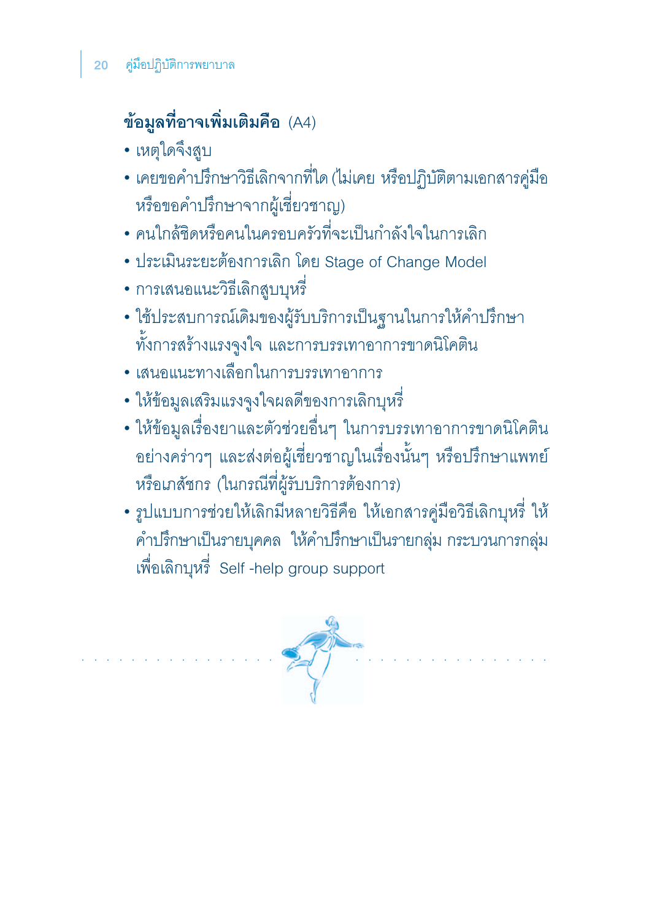**ข้อมูลที่อาจเพิ่มเติมคือ** (A4)

- เหตุใดจึงสูบ
- เคยขอคำปรึกษาวิธีเลิกจากที่ใด (ไม่เคย หรือปฏิบัติตามเอกสารคู่มือ หรือขอคำปรึกษาจากผู้เชี่ยวชาญ)
- คนใกล้ชิดหรือคนในครอบครัวที่จะเป็นกำลังใจในการเลิก
- ประเมินระยะต้องการเลิก โดย Stage of Change Model
- การเสนอแนะวิธีเลิกสูบบุหรี่
- ใช้ประสบการณ์เดิมของผู้รับบริการเป็นฐานในการให้คำปรึกษา ทั้งการสร้างแรงจูงใจ และการบรรเทาอาการขาดนิโคติน
- เสนอแนะทางเลือกในการบรรเทาอาการ
- ให้ข้อมูลเสริมแรงจูงใจผลดีของการเลิกบุหรี่
- ให้ข้อมูลเรื่องยาและตัวช่วยอื่นๆ ในการบรรเทาอาการขาดนิโคติน อย่างคร่าวๆ และส่งต่อผู้เชี่ยวชาญในเรื่องนั้นๆ หรือปรึกษาแพทย์ หรือเภสัชกร (ในกรณีที่ผู้รับบริการต้องการ)
- รูปแบบการช่วยให้เลิกมีหลายวิธีคือ ให้เอกสารคู่มือวิธีเลิกบุหรี่ ให้คำปรึกษาเป็นรายบุคคล ให้คำปรึกษาเป็นรายกลุ่ม กระบวนการกลุ่มเพื่อเลิกบุหรี่ Self -help group support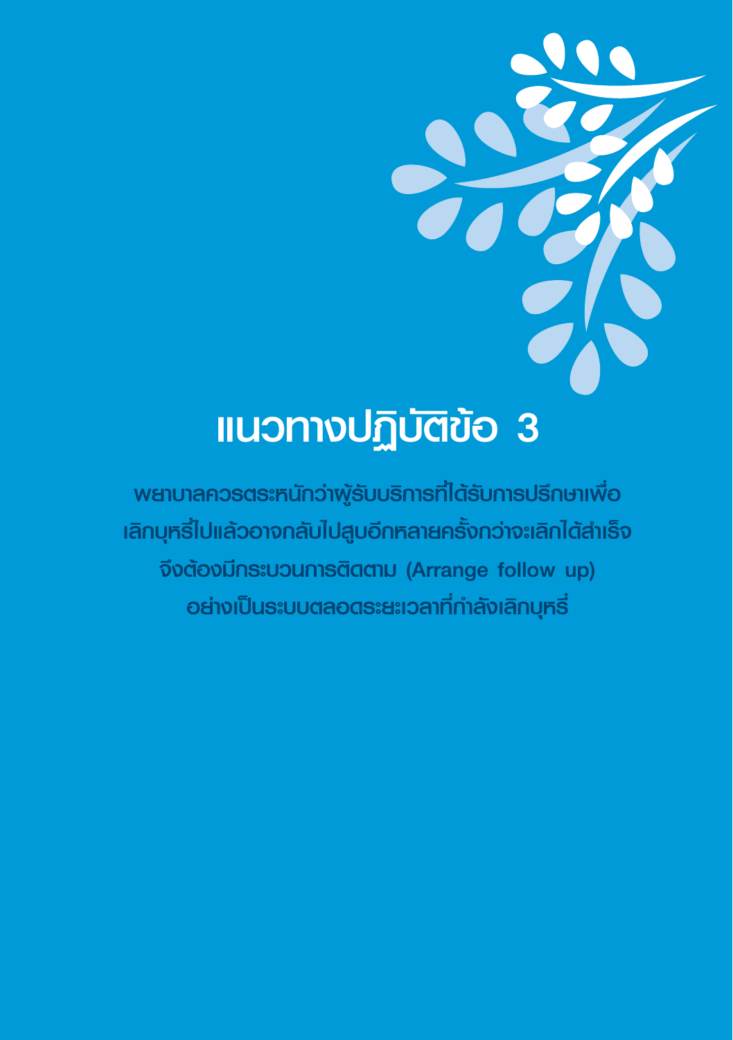# แนวทางปฏิบัติข้อ 3

**พยาบาลควรตระหนักว่าผู้รับบริการที่ได้รับการปรึกษาเพื่อเลิกบุหรี่ไปแล้วอาจกลับไปสูบอีกหลายครั้งกว่าจะเลิกได้สำเร็จ จึงต้องมีกระบวนการติดตาม (Arrange follow up) อย่างเป็นระบบตลอดระยะเวลาที่กำลังเลิกบุหรี่**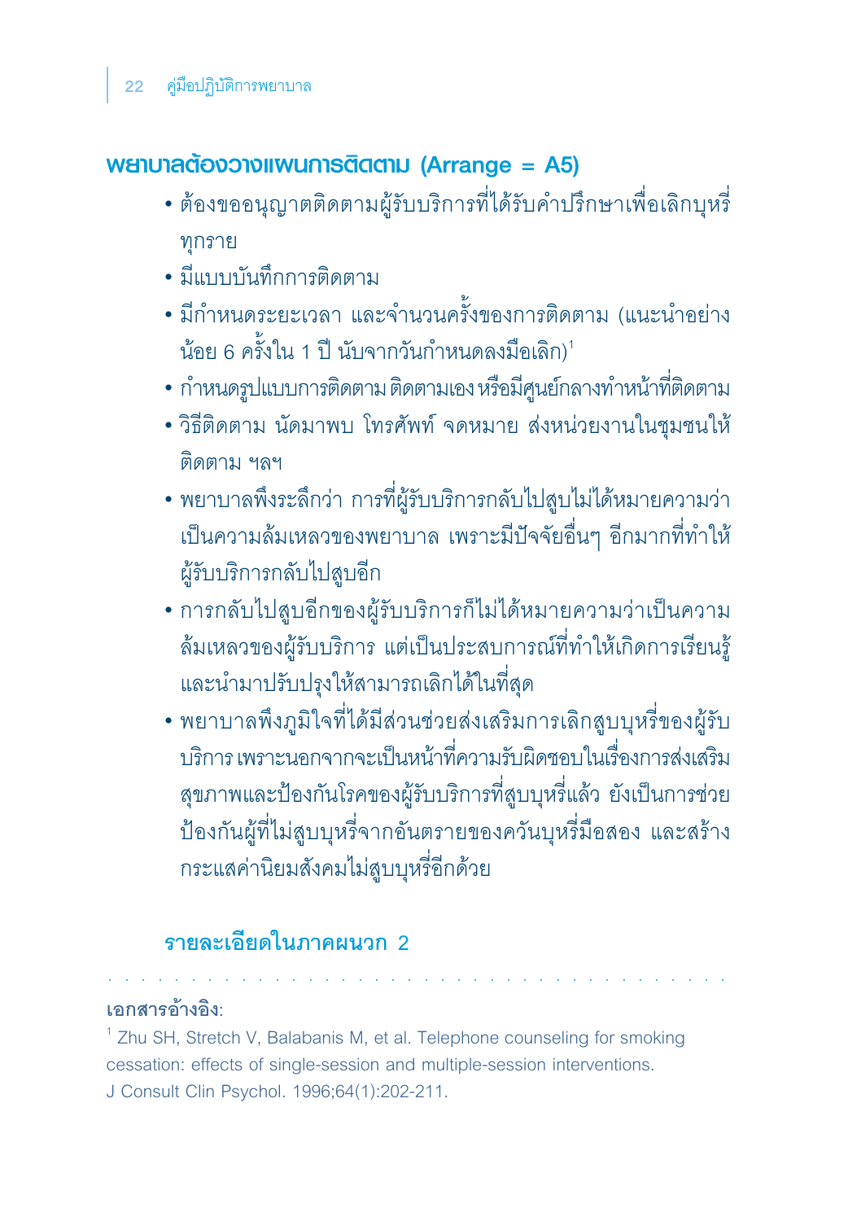## พยาบาลต้องวางแผนการติดตาม (Arrange = A5)

- ต้องขออนุญาตติดตามผู้รับบริการที่ได้รับคำปรึกษาเพื่อเลิกบุหรี่ทุกราย
- มีแบบบันทึกการติดตาม
- มีกำหนดระยะเวลา และจำนวนครั้งของการติดตาม (แนะนำอย่างน้อย 6 ครั้งใน 1 ปี นับจากวันกำหนดลงมือเลิก)[1]
- กำหนดรูปแบบการติดตาม ติดตามเอง หรือมีศูนย์กลางทำหน้าที่ติดตาม
- วิธีติดตาม นัดมาพบ โทรศัพท์ จดหมาย ส่งหน่วยงานในชุมชนให้ติดตาม ฯลฯ
- พยาบาลพึงระลึกว่า การที่ผู้รับบริการกลับไปสูบไม่ได้หมายความว่าเป็นความล้มเหลวของพยาบาล เพราะมีปัจจัยอื่นๆ อีกมากที่ทำให้ผู้รับบริการกลับไปสูบอีก
- การกลับไปสูบอีกของผู้รับบริการก็ไม่ได้หมายความว่าเป็นความล้มเหลวของผู้รับบริการ แต่เป็นประสบการณ์ที่ทำให้เกิดการเรียนรู้และนำมาปรับปรุงให้สามารถเลิกได้ในที่สุด
- พยาบาลพึงภูมิใจที่ได้มีส่วนช่วยส่งเสริมการเลิกสูบบุหรี่ของผู้รับบริการ เพราะนอกจากจะเป็นหน้าที่ความรับผิดชอบในเรื่องการส่งเสริมสุขภาพและป้องกันโรคของผู้รับบริการที่สูบบุหรี่แล้ว ยังเป็นการช่วยป้องกันผู้ที่ไม่สูบบุหรี่จากอันตรายของควันบุหรี่มือสอง และสร้างกระแสค่านิยมสังคมไม่สูบบุหรี่อีกด้วย

**รายละเอียดในภาคผนวก 2**

---

**เอกสารอ้างอิง:**

[1] Zhu SH, Stretch V, Balabanis M, et al. Telephone counseling for smoking cessation: effects of single-session and multiple-session interventions. J Consult Clin Psychol. 1996;64(1):202-211.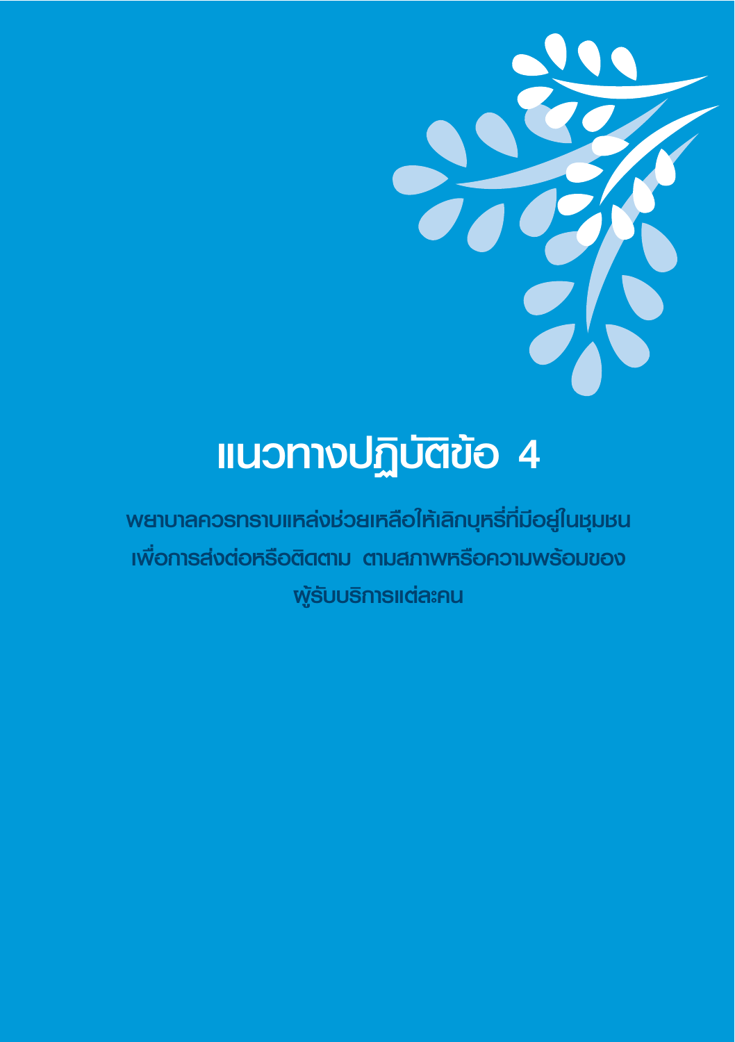# แนวทางปฏิบัติข้อ 4

## พยาบาลควรทราบแหล่งช่วยเหลือให้เลิกบุหรี่ที่มีอยู่ในชุมชน เพื่อการส่งต่อหรือติดตาม ตามสภาพหรือความพร้อมของผู้รับบริการแต่ละคน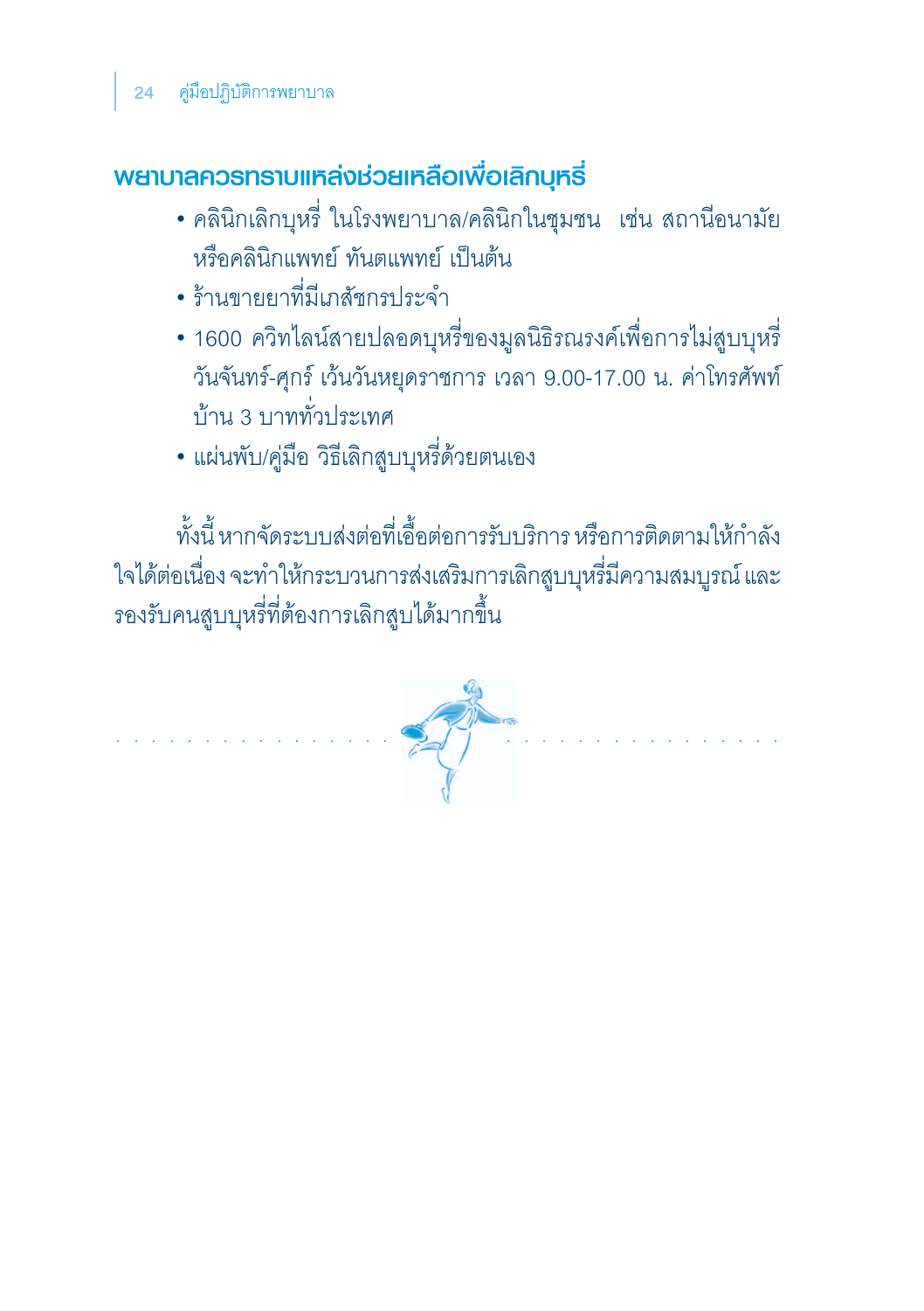## พยาบาลควรทราบแหล่งช่วยเหลือเพื่อเลิกบุหรี่

- คลินิกเลิกบุหรี่ ในโรงพยาบาล/คลินิกในชุมชน เช่น สถานีอนามัย หรือคลินิกแพทย์ ทันตแพทย์ เป็นต้น
- ร้านขายยาที่มีเภสัชกรประจำ
- 1600 ควิทไลน์สายปลอดบุหรี่ของมูลนิธิรณรงค์เพื่อการไม่สูบบุหรี่ วันจันทร์-ศุกร์ เว้นวันหยุดราชการ เวลา 9.00-17.00 น. ค่าโทรศัพท์บ้าน 3 บาททั่วประเทศ
- แผ่นพับ/คู่มือ วิธีเลิกสูบบุหรี่ด้วยตนเอง

ทั้งนี้ หากจัดระบบส่งต่อที่เอื้อต่อการรับบริการ หรือการติดตามให้กำลังใจได้ต่อเนื่อง จะทำให้กระบวนการส่งเสริมการเลิกสูบบุหรี่มีความสมบูรณ์ และรองรับคนสูบบุหรี่ที่ต้องการเลิกสูบได้มากขึ้น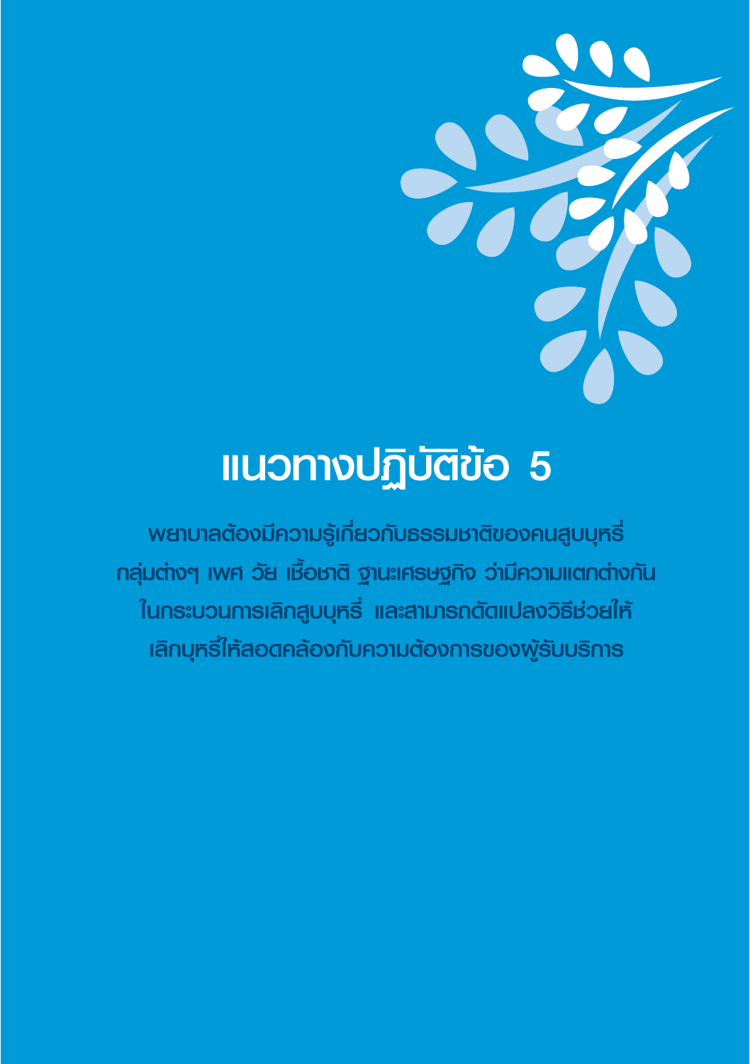# แนวทางปฏิบัติข้อ 5

พยาบาลต้องมีความรู้เกี่ยวกับธรรมชาติของคนสูบบุหรี่ กลุ่มต่างๆ เพศ วัย เชื้อชาติ ฐานะเศรษฐกิจ ว่ามีความแตกต่างกันในกระบวนการเลิกสูบบุหรี่ และสามารถดัดแปลงวิธีช่วยให้เลิกบุหรี่ให้สอดคล้องกับความต้องการของผู้รับบริการ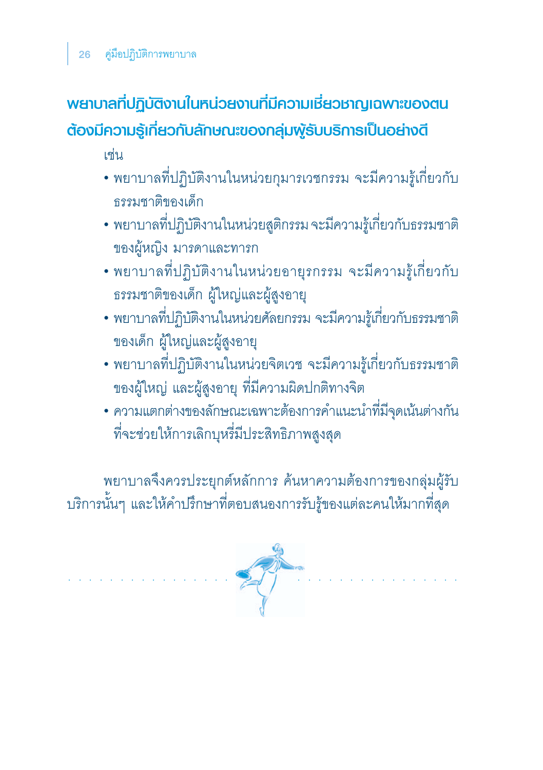## พยาบาลที่ปฏิบัติงานในหน่วยงานที่มีความเชี่ยวชาญเฉพาะของตน ต้องมีความรู้เกี่ยวกับลักษณะของกลุ่มผู้รับบริการเป็นอย่างดี

เช่น

- พยาบาลที่ปฏิบัติงานในหน่วยกุมารเวชกรรม จะมีความรู้เกี่ยวกับธรรมชาติของเด็ก
- พยาบาลที่ปฏิบัติงานในหน่วยสูติกรรม จะมีความรู้เกี่ยวกับธรรมชาติของผู้หญิง มารดาและทารก
- พยาบาลที่ปฏิบัติงานในหน่วยอายุรกรรม จะมีความรู้เกี่ยวกับธรรมชาติของเด็ก ผู้ใหญ่และผู้สูงอายุ
- พยาบาลที่ปฏิบัติงานในหน่วยศัลยกรรม จะมีความรู้เกี่ยวกับธรรมชาติของเด็ก ผู้ใหญ่และผู้สูงอายุ
- พยาบาลที่ปฏิบัติงานในหน่วยจิตเวช จะมีความรู้เกี่ยวกับธรรมชาติของผู้ใหญ่ และผู้สูงอายุ ที่มีความผิดปกติทางจิต
- ความแตกต่างของลักษณะเฉพาะต้องการคำแนะนำที่มีจุดเน้นต่างกันที่จะช่วยให้การเลิกบุหรี่มีประสิทธิภาพสูงสุด

พยาบาลจึงควรประยุกต์หลักการ ค้นหาความต้องการของกลุ่มผู้รับบริการนั้นๆ และให้คำปรึกษาที่ตอบสนองการรับรู้ของแต่ละคนให้มากที่สุด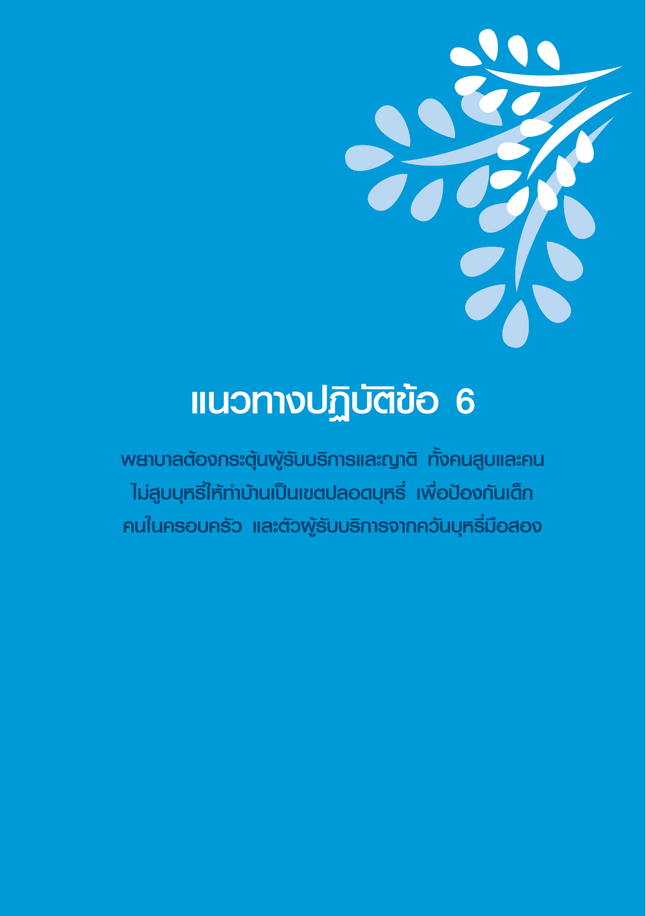# แนวทางปฏิบัติข้อ 6

**พยาบาลต้องกระตุ้นผู้รับบริการและญาติ ทั้งคนสูบและคนไม่สูบบุหรี่ให้ทำบ้านเป็นเขตปลอดบุหรี่ เพื่อป้องกันเด็ก คนในครอบครัว และตัวผู้รับบริการจากควันบุหรี่มือสอง**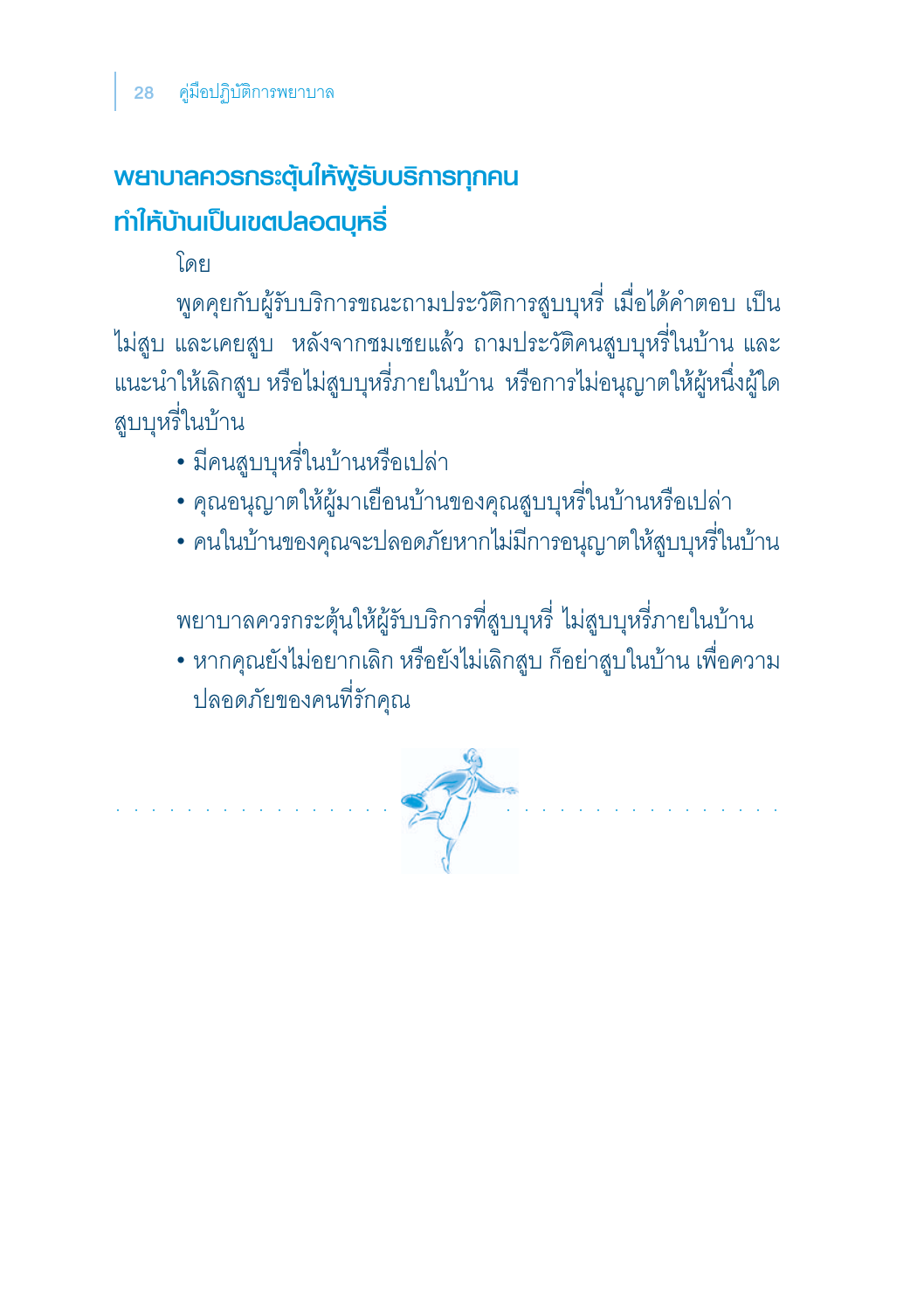## พยาบาลควรกระตุ้นให้ผู้รับบริการทุกคน ทำให้บ้านเป็นเขตปลอดบุหรี่

โดย

พูดคุยกับผู้รับบริการขณะถามประวัติการสูบบุหรี่ เมื่อได้คำตอบ เป็นไม่สูบ และเคยสูบ หลังจากชมเชยแล้ว ถามประวัติคนสูบบุหรี่ในบ้าน และแนะนำให้เลิกสูบ หรือไม่สูบบุหรี่ภายในบ้าน หรือการไม่อนุญาตให้ผู้หนึ่งผู้ใดสูบบุหรี่ในบ้าน

- มีคนสูบบุหรี่ในบ้านหรือเปล่า
- คุณอนุญาตให้ผู้มาเยือนบ้านของคุณสูบบุหรี่ในบ้านหรือเปล่า
- คนในบ้านของคุณจะปลอดภัยหากไม่มีการอนุญาตให้สูบบุหรี่ในบ้าน

พยาบาลควรกระตุ้นให้ผู้รับบริการที่สูบบุหรี่ ไม่สูบบุหรี่ภายในบ้าน

- หากคุณยังไม่อยากเลิก หรือยังไม่เลิกสูบ ก็อย่าสูบในบ้าน เพื่อความปลอดภัยของคนที่รักคุณ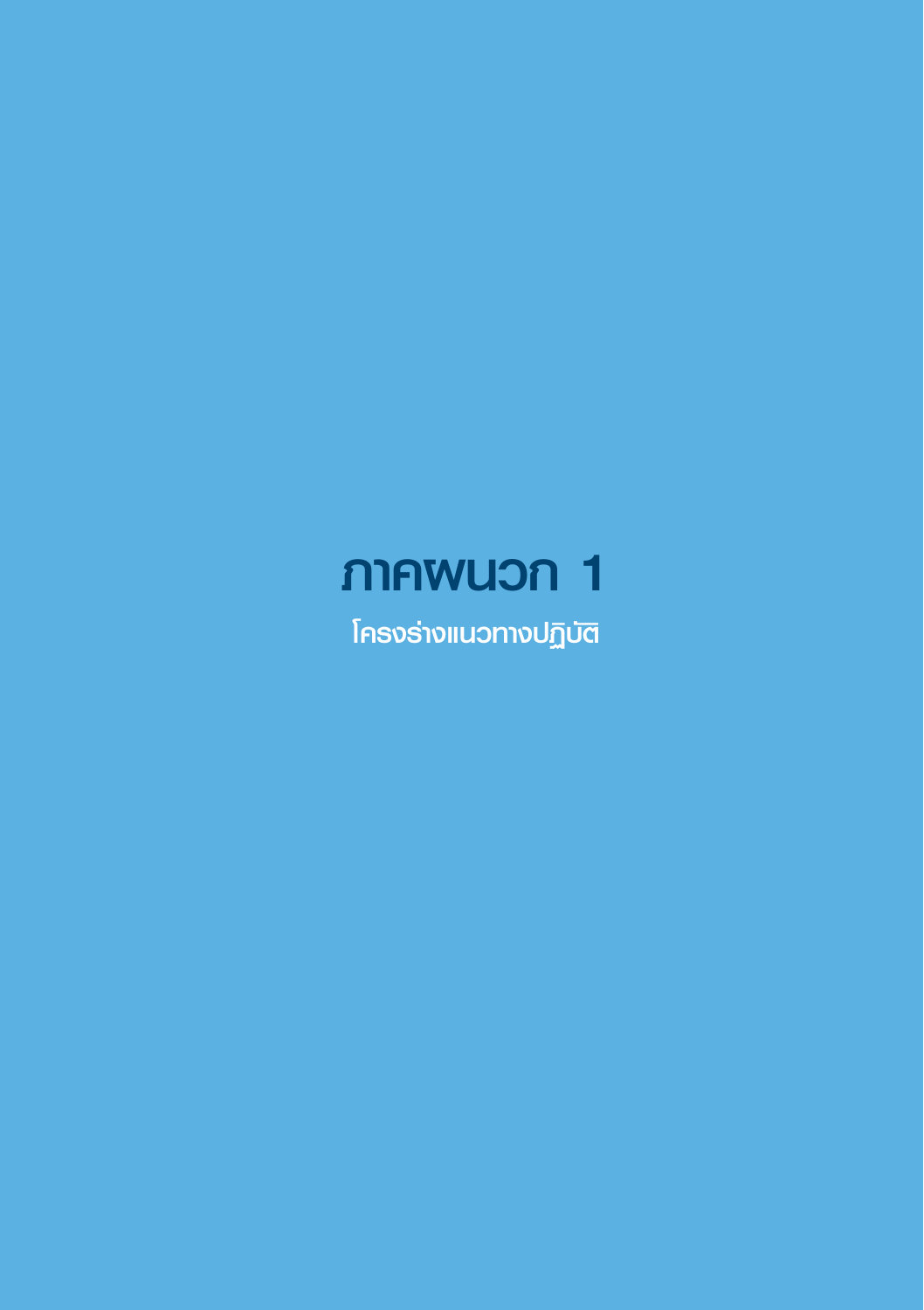# ภาคผนวก 1

## โครงร่างแนวทางปฏิบัติ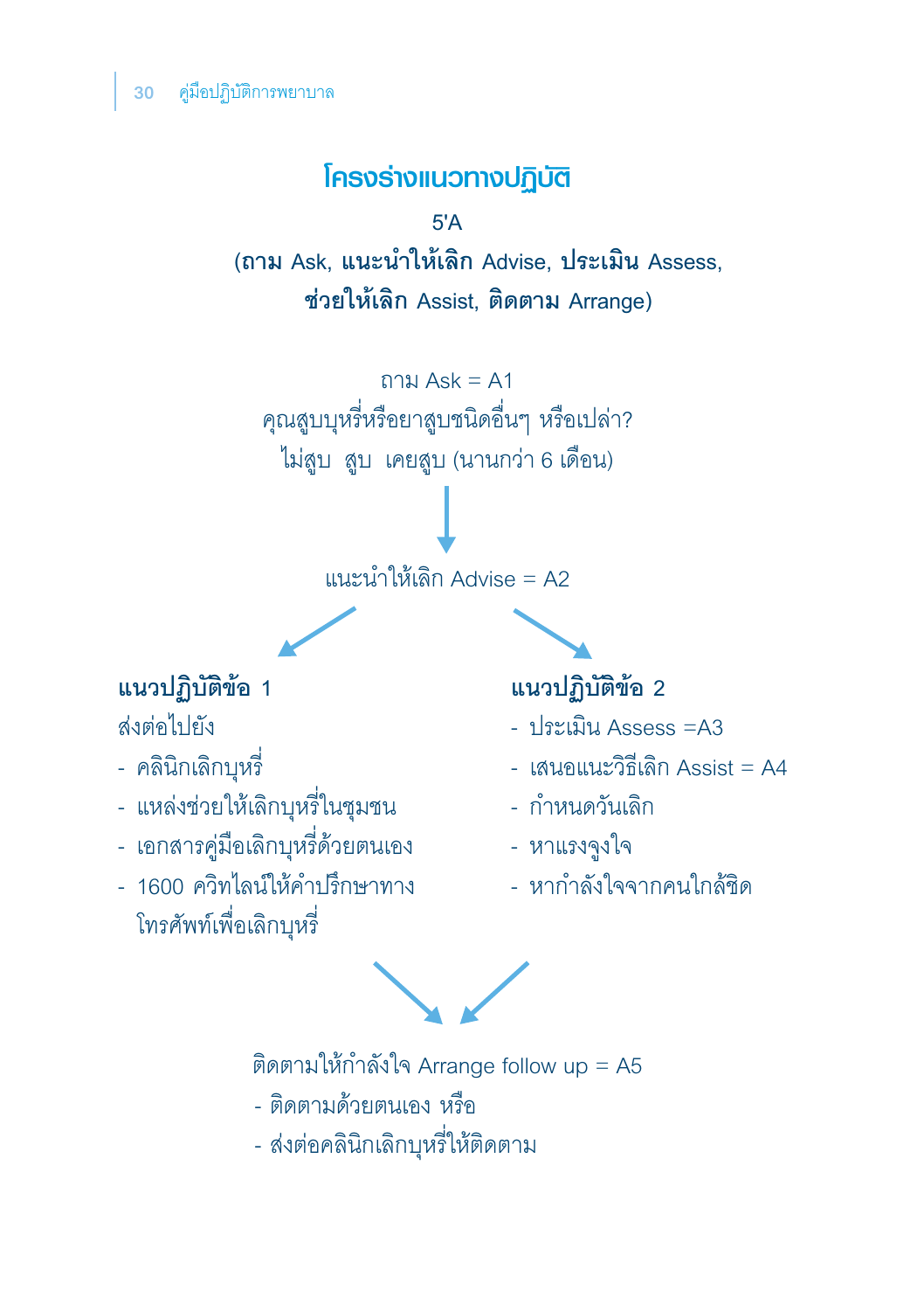## โครงร่างแนวทางปฏิบัติ

**5'A**

**(ถาม** Ask, **แนะนำให้เลิก** Advise, **ประเมิน** Assess, **ช่วยให้เลิก** Assist, **ติดตาม** Arrange)

ถาม Ask = A1

คุณสูบบุหรี่หรือยาสูบชนิดอื่นๆ หรือเปล่า?

ไม่สูบ สูบ เคยสูบ (นานกว่า 6 เดือน)

↓

แนะนำให้เลิก Advise = A2

**แนวปฏิบัติข้อ 1**

ส่งต่อไปยัง

- คลินิกเลิกบุหรี่
- แหล่งช่วยให้เลิกบุหรี่ในชุมชน
- เอกสารคู่มือเลิกบุหรี่ด้วยตนเอง
- 1600 ควิทไลน์ให้คำปรึกษาทางโทรศัพท์เพื่อเลิกบุหรี่

**แนวปฏิบัติข้อ 2**

- ประเมิน Assess =A3
- เสนอแนะวิธีเลิก Assist = A4
- กำหนดวันเลิก
- หาแรงจูงใจ
- หากำลังใจจากคนใกล้ชิด

ติดตามให้กำลังใจ Arrange follow up = A5

- ติดตามด้วยตนเอง หรือ
- ส่งต่อคลินิกเลิกบุหรี่ให้ติดตาม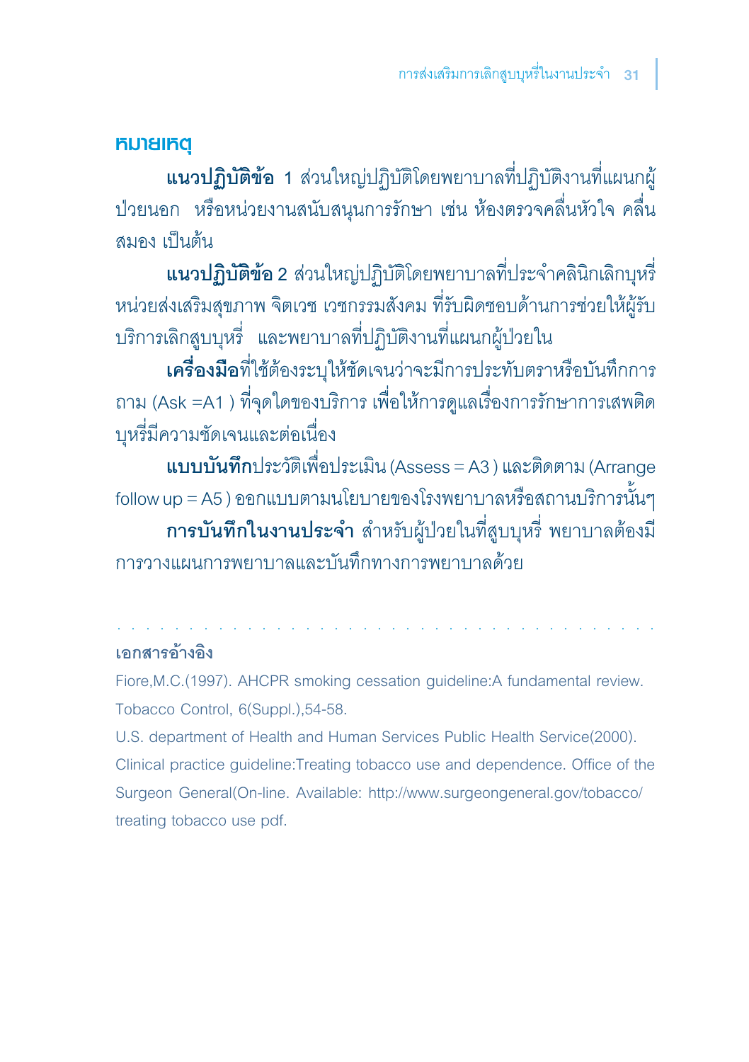## หมายเหตุ

**แนวปฏิบัติข้อ 1** ส่วนใหญ่ปฏิบัติโดยพยาบาลที่ปฏิบัติงานที่แผนกผู้ป่วยนอก หรือหน่วยงานสนับสนุนการรักษา เช่น ห้องตรวจคลื่นหัวใจ คลื่นสมอง เป็นต้น

**แนวปฏิบัติข้อ 2** ส่วนใหญ่ปฏิบัติโดยพยาบาลที่ประจำคลินิกเลิกบุหรี่ หน่วยส่งเสริมสุขภาพ จิตเวช เวชกรรมสังคม ที่รับผิดชอบด้านการช่วยให้ผู้รับบริการเลิกสูบบุหรี่ และพยาบาลที่ปฏิบัติงานที่แผนกผู้ป่วยใน

**เครื่องมือ**ที่ใช้ต้องระบุให้ชัดเจนว่าจะมีการประทับตราหรือบันทึกการถาม (Ask =A1 ) ที่จุดใดของบริการ เพื่อให้การดูแลเรื่องการรักษาการเสพติดบุหรี่มีความชัดเจนและต่อเนื่อง

**แบบบันทึก**ประวัติเพื่อประเมิน (Assess = A3 ) และติดตาม (Arrange follow up = A5 ) ออกแบบตามนโยบายของโรงพยาบาลหรือสถานบริการนั้นๆ

**การบันทึกในงานประจำ** สำหรับผู้ป่วยในที่สูบบุหรี่ พยาบาลต้องมีการวางแผนการพยาบาลและบันทึกทางการพยาบาลด้วย

### เอกสารอ้างอิง

Fiore,M.C.(1997). AHCPR smoking cessation guideline:A fundamental review. Tobacco Control, 6(Suppl.),54-58.

U.S. department of Health and Human Services Public Health Service(2000). Clinical practice guideline:Treating tobacco use and dependence. Office of the Surgeon General(On-line. Available: http://www.surgeongeneral.gov/tobacco/treating tobacco use pdf.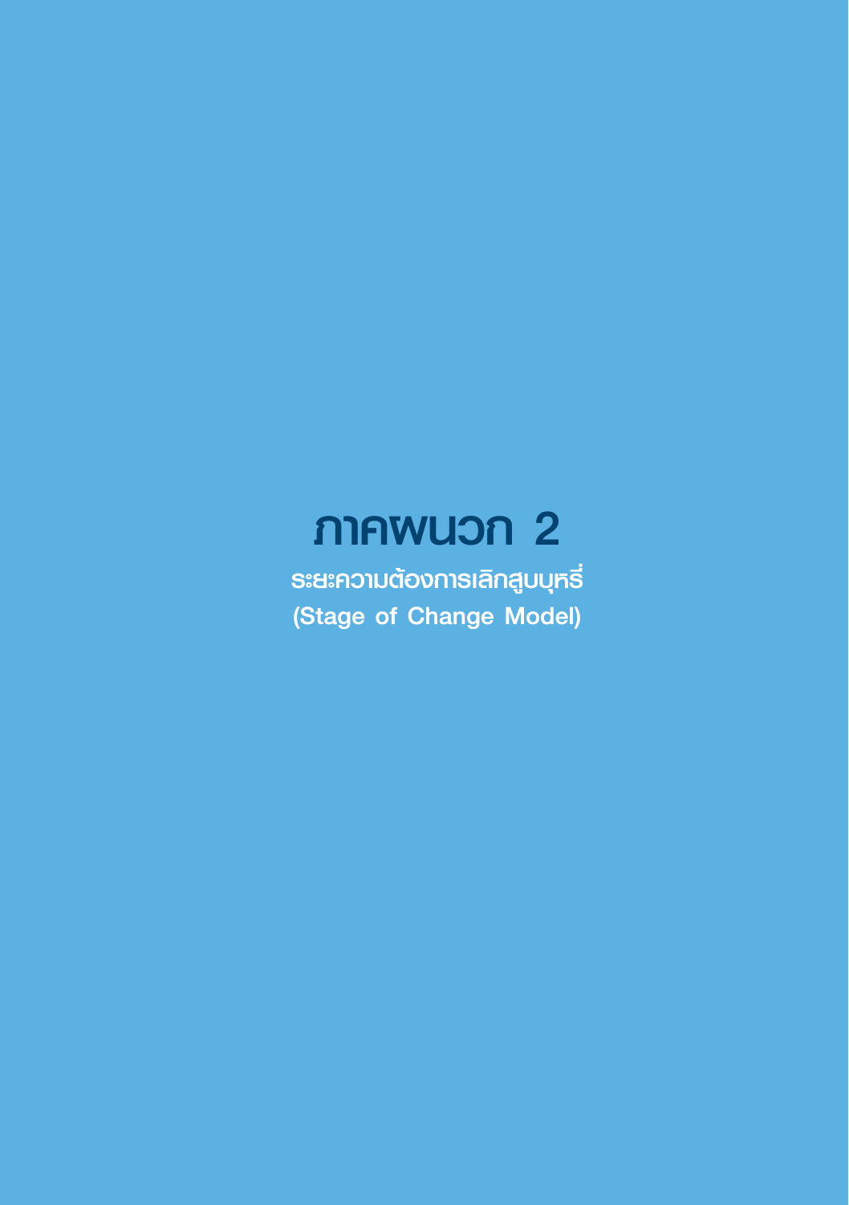# ภาคผนวก 2

## ระยะความต้องการเลิกสูบบุหรี่
## (Stage of Change Model)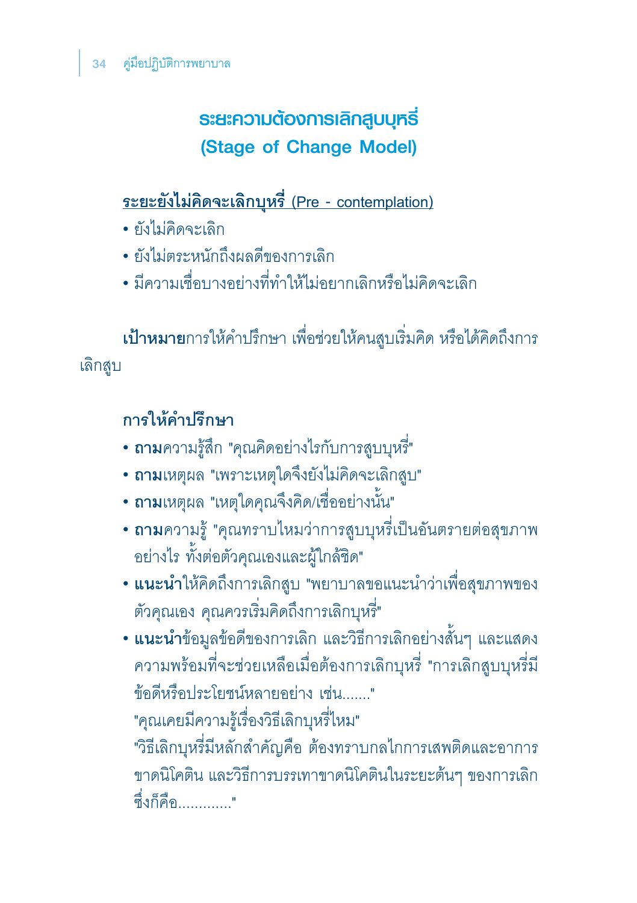## ระยะความต้องการเลิกสูบบุหรี่
## (Stage of Change Model)

**ระยะยังไม่คิดจะเลิกบุหรี่** (Pre - contemplation)

- ยังไม่คิดจะเลิก
- ยังไม่ตระหนักถึงผลดีของการเลิก
- มีความเชื่อบางอย่างที่ทำให้ไม่อยากเลิกหรือไม่คิดจะเลิก

**เป้าหมาย**การให้คำปรึกษา เพื่อช่วยให้คนสูบเริ่มคิด หรือได้คิดถึงการเลิกสูบ

**การให้คำปรึกษา**

- **ถาม**ความรู้สึก "คุณคิดอย่างไรกับการสูบบุหรี่"
- **ถาม**เหตุผล "เพราะเหตุใดจึงยังไม่คิดจะเลิกสูบ"
- **ถาม**เหตุผล "เหตุใดคุณจึงคิด/เชื่ออย่างนั้น"
- **ถาม**ความรู้ "คุณทราบไหมว่าการสูบบุหรี่เป็นอันตรายต่อสุขภาพอย่างไร ทั้งต่อตัวคุณเองและผู้ใกล้ชิด"
- **แนะนำ**ให้คิดถึงการเลิกสูบ "พยาบาลขอแนะนำว่าเพื่อสุขภาพของตัวคุณเอง คุณควรเริ่มคิดถึงการเลิกบุหรี่"
- **แนะนำ**ข้อมูลข้อดีของการเลิก และวิธีการเลิกอย่างสั้นๆ และแสดงความพร้อมที่จะช่วยเหลือเมื่อต้องการเลิกบุหรี่ "การเลิกสูบบุหรี่มีข้อดีหรือประโยชน์หลายอย่าง เช่น......."
  "คุณเคยมีความรู้เรื่องวิธีเลิกบุหรี่ไหม"
  "วิธีเลิกบุหรี่มีหลักสำคัญคือ ต้องทราบกลไกการเสพติดและอาการขาดนิโคติน และวิธีการบรรเทาขาดนิโคตินในระยะต้นๆ ของการเลิก ซึ่งก็คือ............"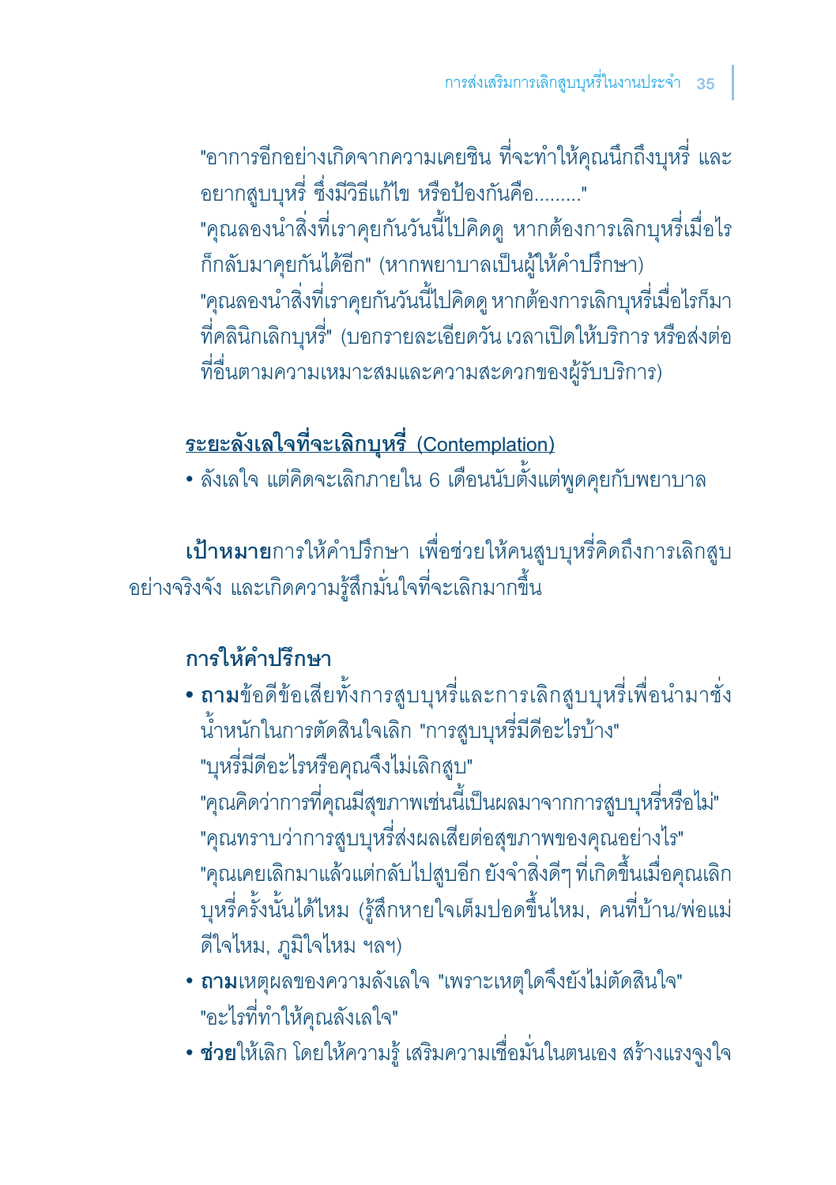"อาการอีกอย่างเกิดจากความเคยชิน ที่จะทำให้คุณนึกถึงบุหรี่ และอยากสูบบุหรี่ ซึ่งมีวิธีแก้ไข หรือป้องกันคือ........."

"คุณลองนำสิ่งที่เราคุยกันวันนี้ไปคิดดู หากต้องการเลิกบุหรี่เมื่อไรก็กลับมาคุยกันได้อีก" (หากพยาบาลเป็นผู้ให้คำปรึกษา)

"คุณลองนำสิ่งที่เราคุยกันวันนี้ไปคิดดู หากต้องการเลิกบุหรี่เมื่อไรก็มาที่คลินิกเลิกบุหรี่" (บอกรายละเอียดวัน เวลาเปิดให้บริการ หรือส่งต่อที่อื่นตามความเหมาะสมและความสะดวกของผู้รับบริการ)

## ระยะลังเลใจที่จะเลิกบุหรี่ (Contemplation)

- ลังเลใจ แต่คิดจะเลิกภายใน 6 เดือนนับตั้งแต่พูดคุยกับพยาบาล

**เป้าหมาย**การให้คำปรึกษา เพื่อช่วยให้คนสูบบุหรี่คิดถึงการเลิกสูบอย่างจริงจัง และเกิดความรู้สึกมั่นใจที่จะเลิกมากขึ้น

### การให้คำปรึกษา

- **ถาม**ข้อดีข้อเสียทั้งการสูบบุหรี่และการเลิกสูบบุหรี่เพื่อนำมาชั่งน้ำหนักในการตัดสินใจเลิก "การสูบบุหรี่มีดีอะไรบ้าง"
  "บุหรี่มีดีอะไรหรือคุณจึงไม่เลิกสูบ"
  "คุณคิดว่าการที่คุณมีสุขภาพเช่นนี้เป็นผลมาจากการสูบบุหรี่หรือไม่"
  "คุณทราบว่าการสูบบุหรี่ส่งผลเสียต่อสุขภาพของคุณอย่างไร"
  "คุณเคยเลิกมาแล้วแต่กลับไปสูบอีก ยังจำสิ่งดีๆ ที่เกิดขึ้นเมื่อคุณเลิกบุหรี่ครั้งนั้นได้ไหม (รู้สึกหายใจเต็มปอดขึ้นไหม, คนที่บ้าน/พ่อแม่ดีใจไหม, ภูมิใจไหม ฯลฯ)
- **ถาม**เหตุผลของความลังเลใจ "เพราะเหตุใดจึงยังไม่ตัดสินใจ" "อะไรที่ทำให้คุณลังเลใจ"
- **ช่วย**ให้เลิก โดยให้ความรู้ เสริมความเชื่อมั่นในตนเอง สร้างแรงจูงใจ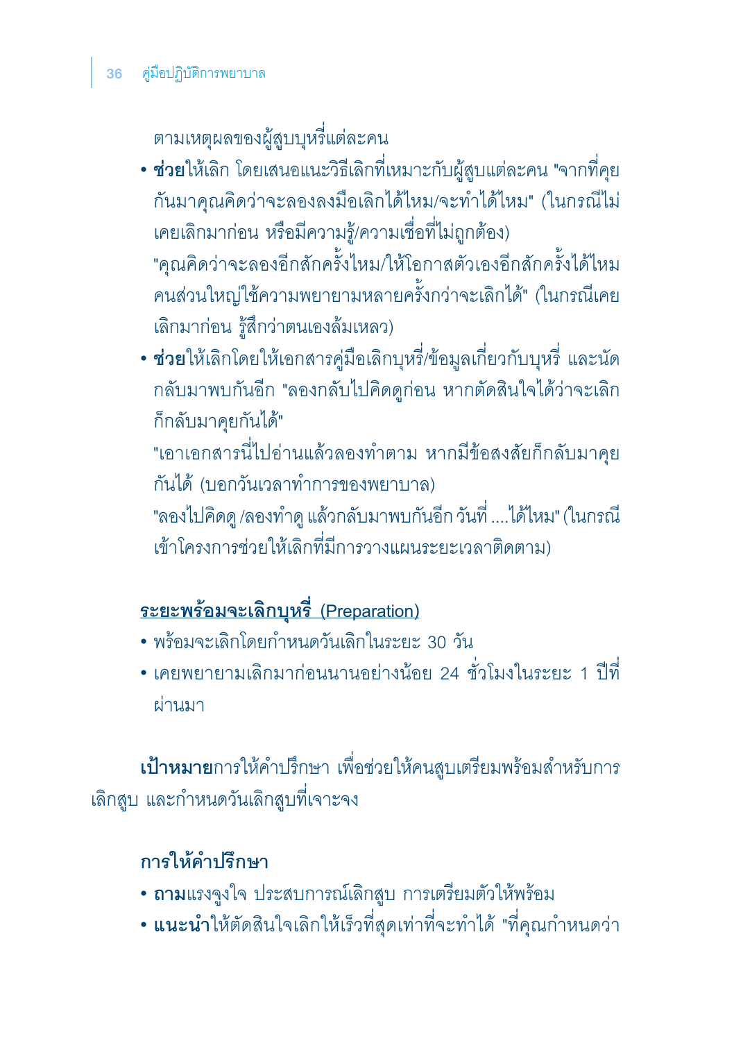ตามเหตุผลของผู้สูบบุหรี่แต่ละคน

- **ช่วย**ให้เลิก โดยเสนอแนะวิธีเลิกที่เหมาะกับผู้สูบแต่ละคน "จากที่คุยกันมาคุณคิดว่าจะลองลงมือเลิกได้ไหม/จะทำได้ไหม" (ในกรณีไม่เคยเลิกมาก่อน หรือมีความรู้/ความเชื่อที่ไม่ถูกต้อง)

  "คุณคิดว่าจะลองอีกสักครั้งไหม/ให้โอกาสตัวเองอีกสักครั้งได้ไหม คนส่วนใหญ่ใช้ความพยายามหลายครั้งกว่าจะเลิกได้" (ในกรณีเคยเลิกมาก่อน รู้สึกว่าตนเองล้มเหลว)
- **ช่วย**ให้เลิกโดยให้เอกสารคู่มือเลิกบุหรี่/ข้อมูลเกี่ยวกับบุหรี่ และนัดกลับมาพบกันอีก "ลองกลับไปคิดดูก่อน หากตัดสินใจได้ว่าจะเลิกก็กลับมาคุยกันได้"

  "เอาเอกสารนี่ไปอ่านแล้วลองทำตาม หากมีข้อสงสัยก็กลับมาคุยกันได้ (บอกวันเวลาทำการของพยาบาล)

  "ลองไปคิดดู /ลองทำดู แล้วกลับมาพบกันอีก วันที่ ....ได้ไหม" (ในกรณีเข้าโครงการช่วยให้เลิกที่มีการวางแผนระยะเวลาติดตาม)

## <u>ระยะพร้อมจะเลิกบุหรี่ (Preparation)</u>

- พร้อมจะเลิกโดยกำหนดวันเลิกในระยะ 30 วัน
- เคยพยายามเลิกมาก่อนนานอย่างน้อย 24 ชั่วโมงในระยะ 1 ปีที่ผ่านมา

**เป้าหมาย**การให้คำปรึกษา เพื่อช่วยให้คนสูบเตรียมพร้อมสำหรับการเลิกสูบ และกำหนดวันเลิกสูบที่เจาะจง

### การให้คำปรึกษา

- **ถาม**แรงจูงใจ ประสบการณ์เลิกสูบ การเตรียมตัวให้พร้อม
- **แนะนำ**ให้ตัดสินใจเลิกให้เร็วที่สุดเท่าที่จะทำได้ "ที่คุณกำหนดว่า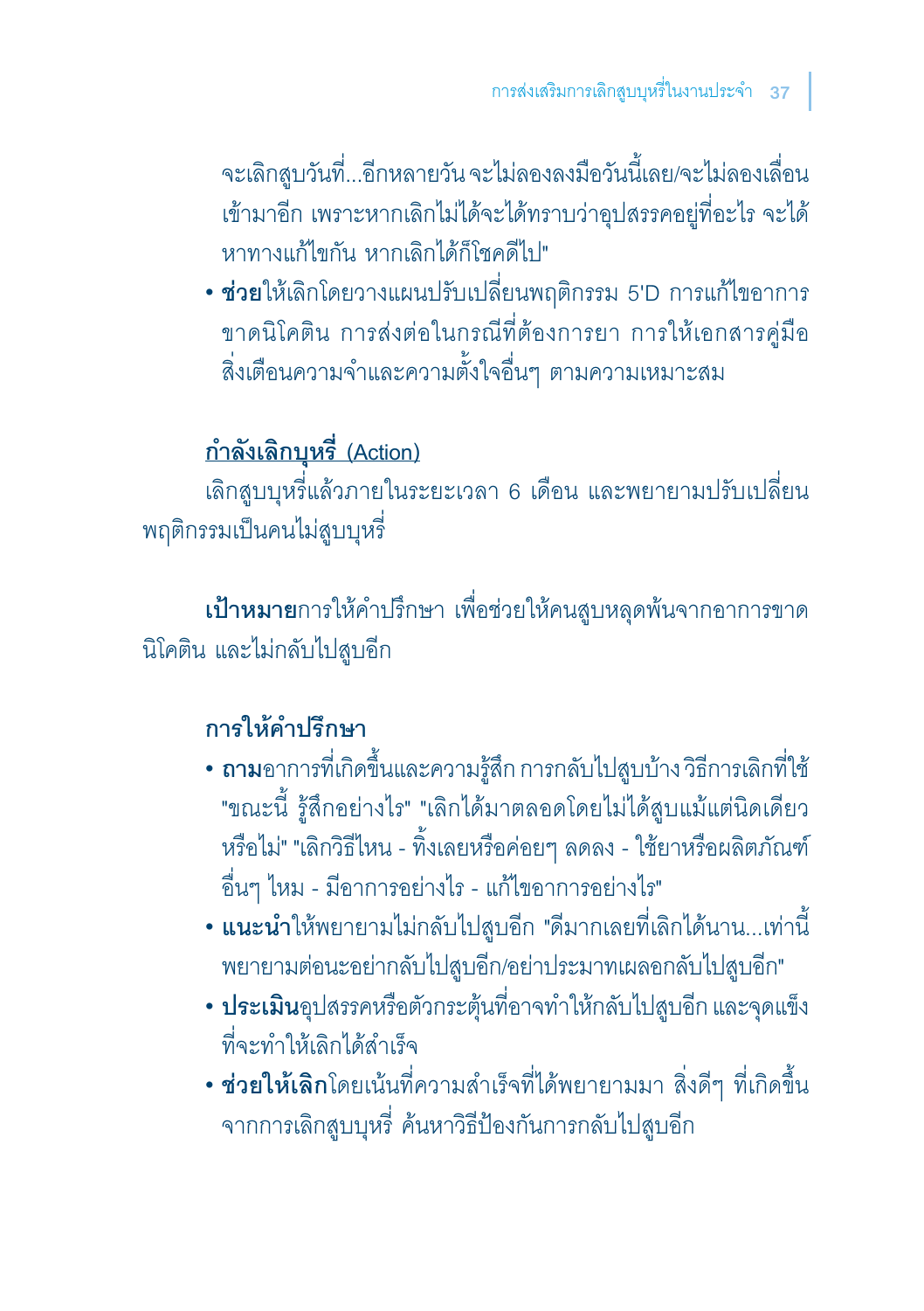จะเลิกสูบวันที่...อีกหลายวัน จะไม่ลองลงมือวันนี้เลย/จะไม่ลองเลื่อนเข้ามาอีก เพราะหากเลิกไม่ได้จะได้ทราบว่าอุปสรรคอยู่ที่อะไร จะได้หาทางแก้ไขกัน หากเลิกได้ก็โชคดีไป"

- **ช่วย**ให้เลิกโดยวางแผนปรับเปลี่ยนพฤติกรรม 5'D การแก้ไขอาการขาดนิโคติน การส่งต่อในกรณีที่ต้องการยา การให้เอกสารคู่มือ สิ่งเตือนความจำและความตั้งใจอื่นๆ ตามความเหมาะสม

**<u>กำลังเลิกบุหรี่ (Action)</u>**

เลิกสูบบุหรี่แล้วภายในระยะเวลา 6 เดือน และพยายามปรับเปลี่ยนพฤติกรรมเป็นคนไม่สูบบุหรี่

**เป้าหมาย**การให้คำปรึกษา เพื่อช่วยให้คนสูบหลุดพ้นจากอาการขาดนิโคติน และไม่กลับไปสูบอีก

**การให้คำปรึกษา**

- **ถาม**อาการที่เกิดขึ้นและความรู้สึก การกลับไปสูบบ้าง วิธีการเลิกที่ใช้ "ขณะนี้ รู้สึกอย่างไร" "เลิกได้มาตลอดโดยไม่ได้สูบแม้แต่นิดเดียวหรือไม่" "เลิกวิธีไหน - ทิ้งเลยหรือค่อยๆ ลดลง - ใช้ยาหรือผลิตภัณฑ์อื่นๆ ไหม - มีอาการอย่างไร - แก้ไขอาการอย่างไร"
- **แนะนำ**ให้พยายามไม่กลับไปสูบอีก "ดีมากเลยที่เลิกได้นาน...เท่านี้ พยายามต่อนะอย่ากลับไปสูบอีก/อย่าประมาทเผลอกลับไปสูบอีก"
- **ประเมิน**อุปสรรคหรือตัวกระตุ้นที่อาจทำให้กลับไปสูบอีก และจุดแข็งที่จะทำให้เลิกได้สำเร็จ
- **ช่วยให้เลิก**โดยเน้นที่ความสำเร็จที่ได้พยายามมา สิ่งดีๆ ที่เกิดขึ้นจากการเลิกสูบบุหรี่ ค้นหาวิธีป้องกันการกลับไปสูบอีก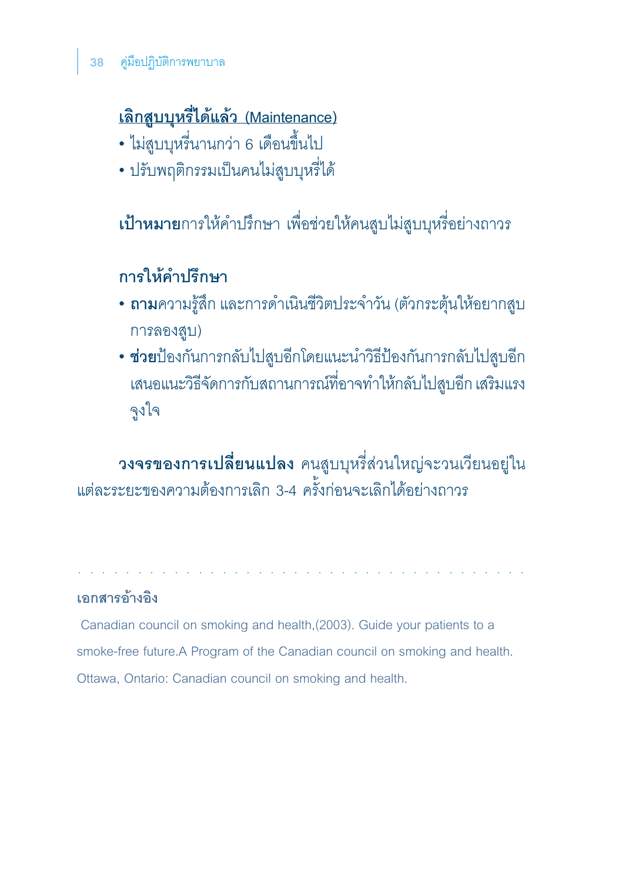**เลิกสูบบุหรี่ได้แล้ว (Maintenance)**

- ไม่สูบบุหรี่นานกว่า 6 เดือนขึ้นไป
- ปรับพฤติกรรมเป็นคนไม่สูบบุหรี่ได้

**เป้าหมาย**การให้คำปรึกษา เพื่อช่วยให้คนสูบไม่สูบบุหรี่อย่างถาวร

**การให้คำปรึกษา**

- **ถาม**ความรู้สึก และการดำเนินชีวิตประจำวัน (ตัวกระตุ้นให้อยากสูบ การลองสูบ)
- **ช่วย**ป้องกันการกลับไปสูบอีกโดยแนะนำวิธีป้องกันการกลับไปสูบอีก เสนอแนะวิธีจัดการกับสถานการณ์ที่อาจทำให้กลับไปสูบอีก เสริมแรงจูงใจ

**วงจรของการเปลี่ยนแปลง** คนสูบบุหรี่ส่วนใหญ่จะวนเวียนอยู่ในแต่ละระยะของความต้องการเลิก 3-4 ครั้งก่อนจะเลิกได้อย่างถาวร

**เอกสารอ้างอิง**

Canadian council on smoking and health,(2003). Guide your patients to a smoke-free future.A Program of the Canadian council on smoking and health. Ottawa, Ontario: Canadian council on smoking and health.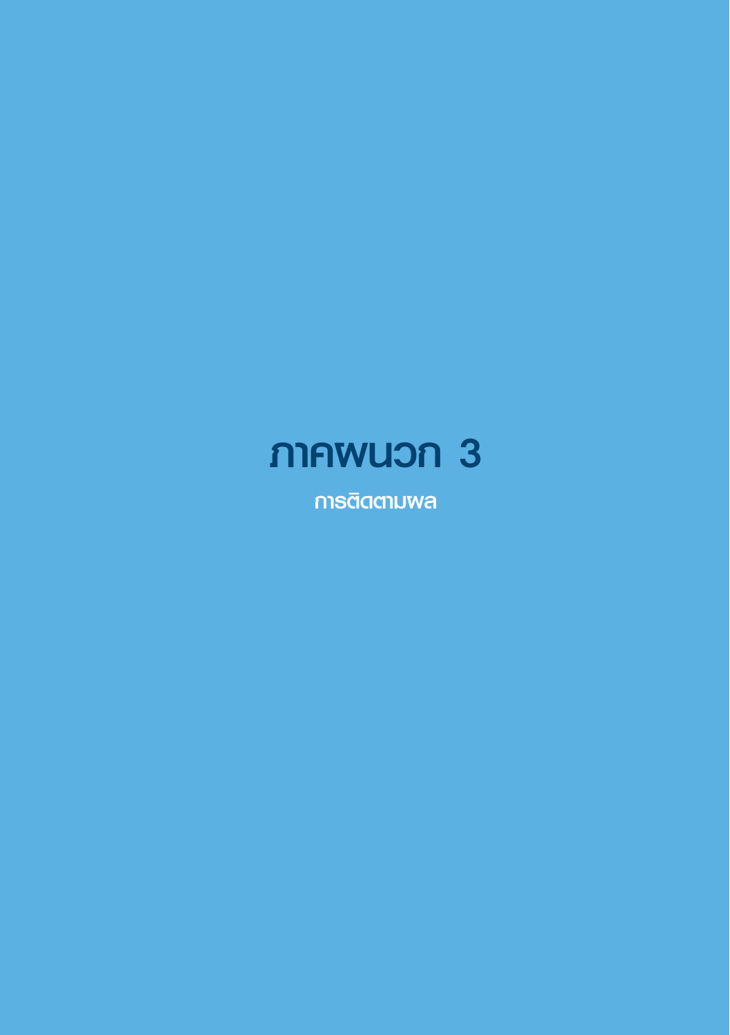# ภาคผนวก 3

## การติดตามผล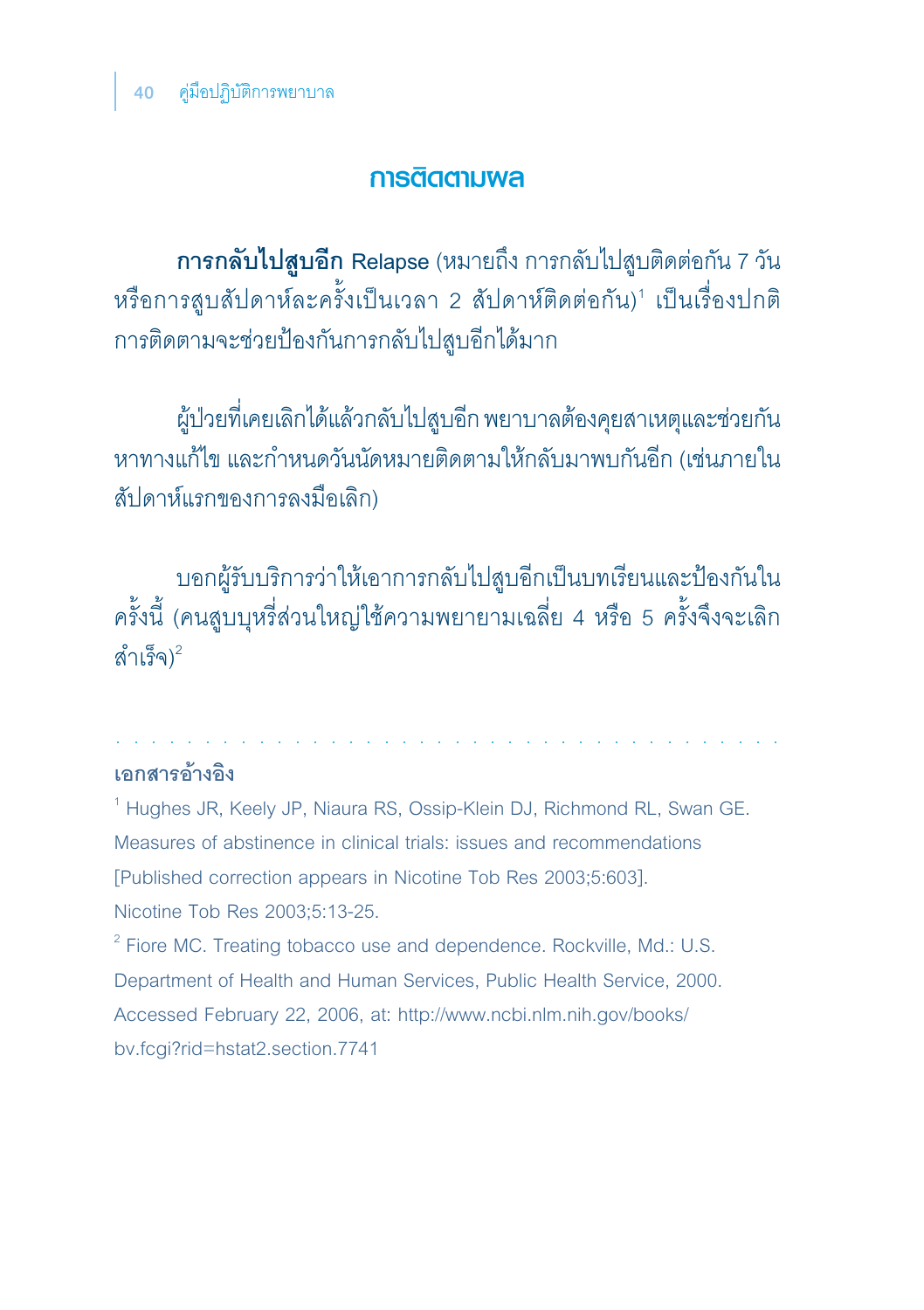## การติดตามผล

**การกลับไปสูบอีก** Relapse (หมายถึง การกลับไปสูบติดต่อกัน 7 วัน หรือการสูบสัปดาห์ละครั้งเป็นเวลา 2 สัปดาห์ติดต่อกัน)[1] เป็นเรื่องปกติ การติดตามจะช่วยป้องกันการกลับไปสูบอีกได้มาก

ผู้ป่วยที่เคยเลิกได้แล้วกลับไปสูบอีก พยาบาลต้องคุยสาเหตุและช่วยกันหาทางแก้ไข และกำหนดวันนัดหมายติดตามให้กลับมาพบกันอีก (เช่นภายในสัปดาห์แรกของการลงมือเลิก)

บอกผู้รับบริการว่าให้เอาการกลับไปสูบอีกเป็นบทเรียนและป้องกันในครั้งนี้ (คนสูบบุหรี่ส่วนใหญ่ใช้ความพยายามเฉลี่ย 4 หรือ 5 ครั้งจึงจะเลิกสำเร็จ)[2]

---

**เอกสารอ้างอิง**

[1] Hughes JR, Keely JP, Niaura RS, Ossip-Klein DJ, Richmond RL, Swan GE. Measures of abstinence in clinical trials: issues and recommendations [Published correction appears in Nicotine Tob Res 2003;5:603]. Nicotine Tob Res 2003;5:13-25.

[2] Fiore MC. Treating tobacco use and dependence. Rockville, Md.: U.S. Department of Health and Human Services, Public Health Service, 2000. Accessed February 22, 2006, at: http://www.ncbi.nlm.nih.gov/books/bv.fcgi?rid=hstat2.section.7741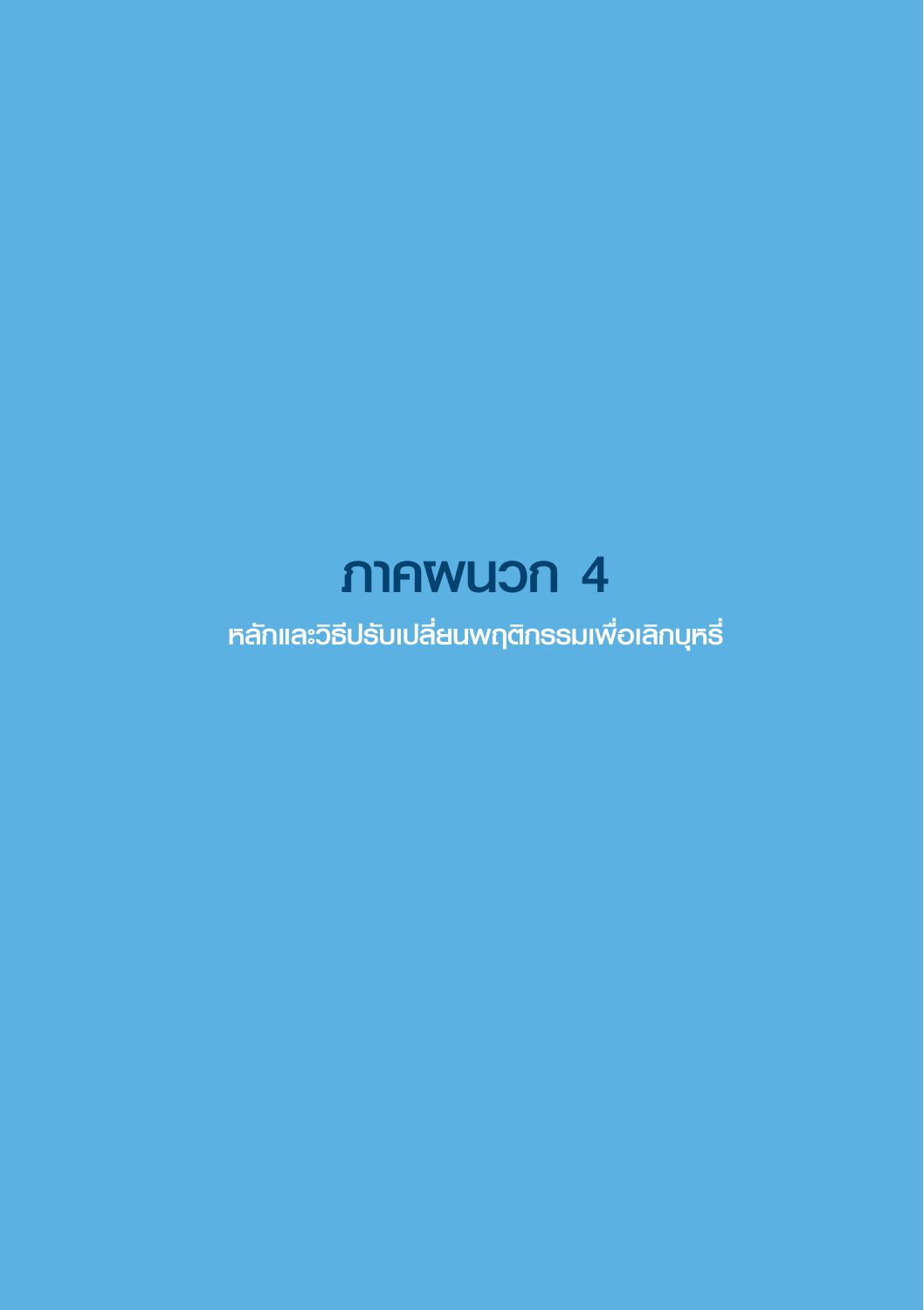# ภาคผนวก 4

## หลักและวิธีปรับเปลี่ยนพฤติกรรมเพื่อเลิกบุหรี่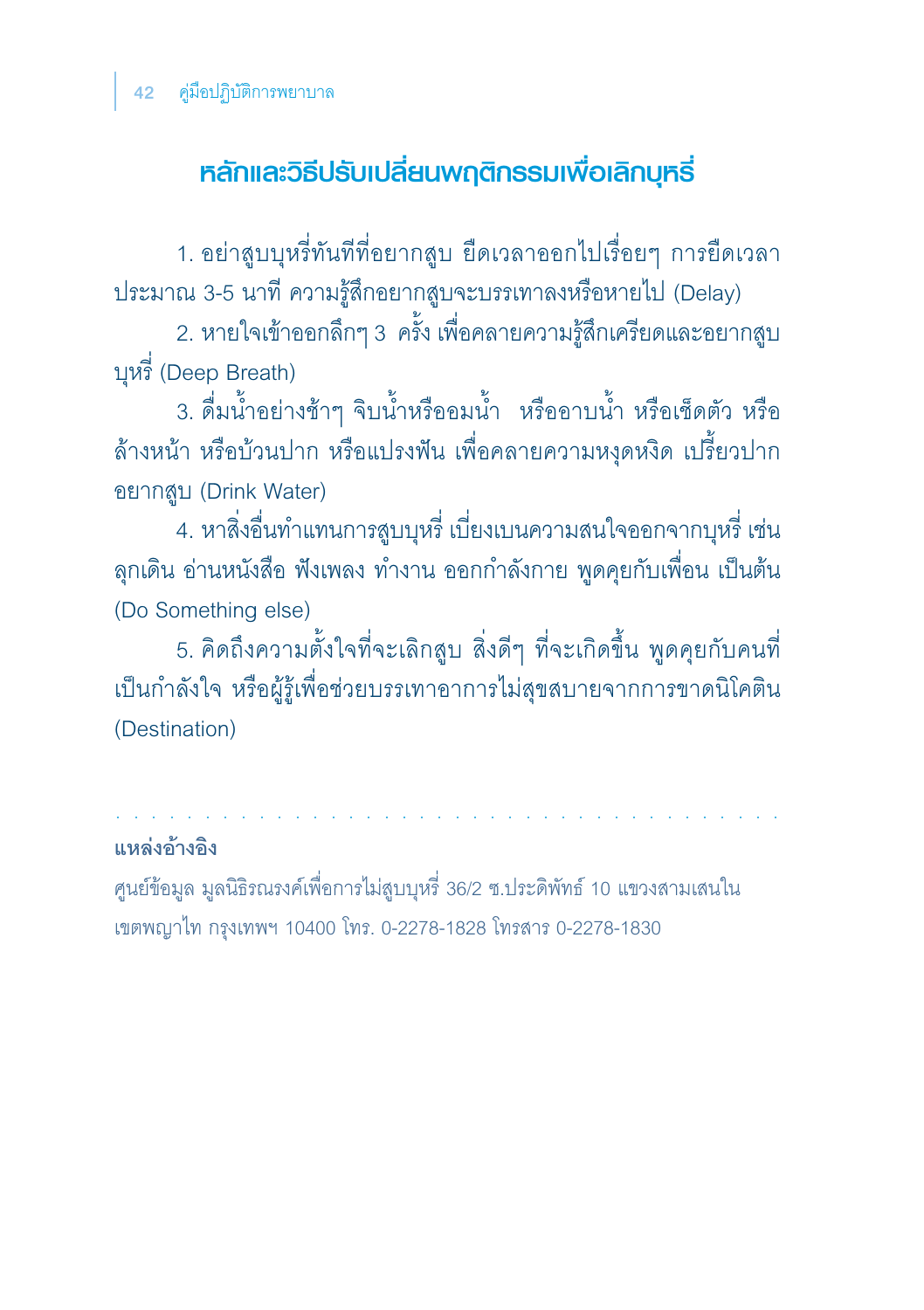## หลักและวิธีปรับเปลี่ยนพฤติกรรมเพื่อเลิกบุหรี่

1. อย่าสูบบุหรี่ทันทีที่อยากสูบ ยืดเวลาออกไปเรื่อยๆ การยืดเวลาประมาณ 3-5 นาที ความรู้สึกอยากสูบจะบรรเทาลงหรือหายไป (Delay)

2. หายใจเข้าออกลึกๆ 3 ครั้ง เพื่อคลายความรู้สึกเครียดและอยากสูบบุหรี่ (Deep Breath)

3. ดื่มน้ำอย่างช้าๆ จิบน้ำหรืออมน้ำ หรืออาบน้ำ หรือเช็ดตัว หรือล้างหน้า หรือบ้วนปาก หรือแปรงฟัน เพื่อคลายความหงุดหงิด เปรี้ยวปากอยากสูบ (Drink Water)

4. หาสิ่งอื่นทำแทนการสูบบุหรี่ เบี่ยงเบนความสนใจออกจากบุหรี่ เช่น ลุกเดิน อ่านหนังสือ ฟังเพลง ทำงาน ออกกำลังกาย พูดคุยกับเพื่อน เป็นต้น (Do Something else)

5. คิดถึงความตั้งใจที่จะเลิกสูบ สิ่งดีๆ ที่จะเกิดขึ้น พูดคุยกับคนที่เป็นกำลังใจ หรือผู้รู้เพื่อช่วยบรรเทาอาการไม่สุขสบายจากการขาดนิโคติน (Destination)

---

**แหล่งอ้างอิง**

ศูนย์ข้อมูล มูลนิธิรณรงค์เพื่อการไม่สูบบุหรี่ 36/2 ซ.ประดิพัทธ์ 10 แขวงสามเสนใน เขตพญาไท กรุงเทพฯ 10400 โทร. 0-2278-1828 โทรสาร 0-2278-1830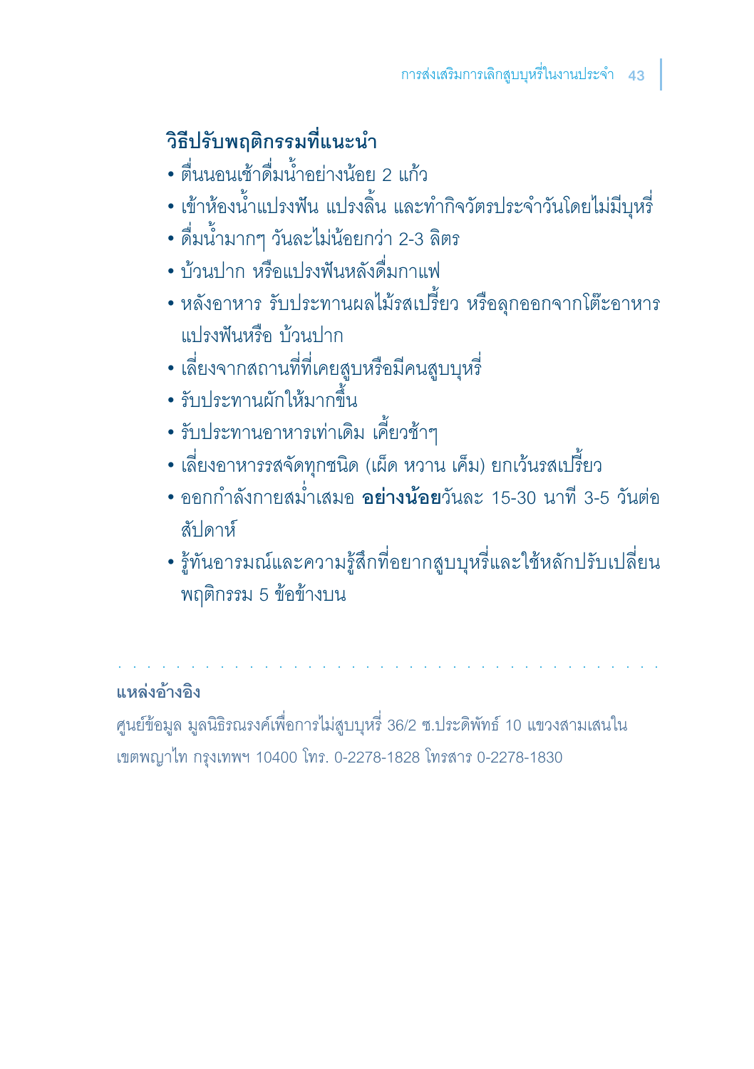## วิธีปรับพฤติกรรมที่แนะนำ

- ตื่นนอนเช้าดื่มน้ำอย่างน้อย 2 แก้ว
- เข้าห้องน้ำแปรงฟัน แปรงลิ้น และทำกิจวัตรประจำวันโดยไม่มีบุหรี่
- ดื่มน้ำมากๆ วันละไม่น้อยกว่า 2-3 ลิตร
- บ้วนปาก หรือแปรงฟันหลังดื่มกาแฟ
- หลังอาหาร รับประทานผลไม้รสเปรี้ยว หรือลุกออกจากโต๊ะอาหาร แปรงฟันหรือ บ้วนปาก
- เลี่ยงจากสถานที่ที่เคยสูบหรือมีคนสูบบุหรี่
- รับประทานผักให้มากขึ้น
- รับประทานอาหารเท่าเดิม เคี้ยวช้าๆ
- เลี่ยงอาหารรสจัดทุกชนิด (เผ็ด หวาน เค็ม) ยกเว้นรสเปรี้ยว
- ออกกำลังกายสม่ำเสมอ **อย่างน้อย**วันละ 15-30 นาที 3-5 วันต่อสัปดาห์
- รู้ทันอารมณ์และความรู้สึกที่อยากสูบบุหรี่และใช้หลักปรับเปลี่ยนพฤติกรรม 5 ข้อข้างบน

---

**แหล่งอ้างอิง**

ศูนย์ข้อมูล มูลนิธิรณรงค์เพื่อการไม่สูบบุหรี่ 36/2 ซ.ประดิพัทธ์ 10 แขวงสามเสนใน เขตพญาไท กรุงเทพฯ 10400 โทร. 0-2278-1828 โทรสาร 0-2278-1830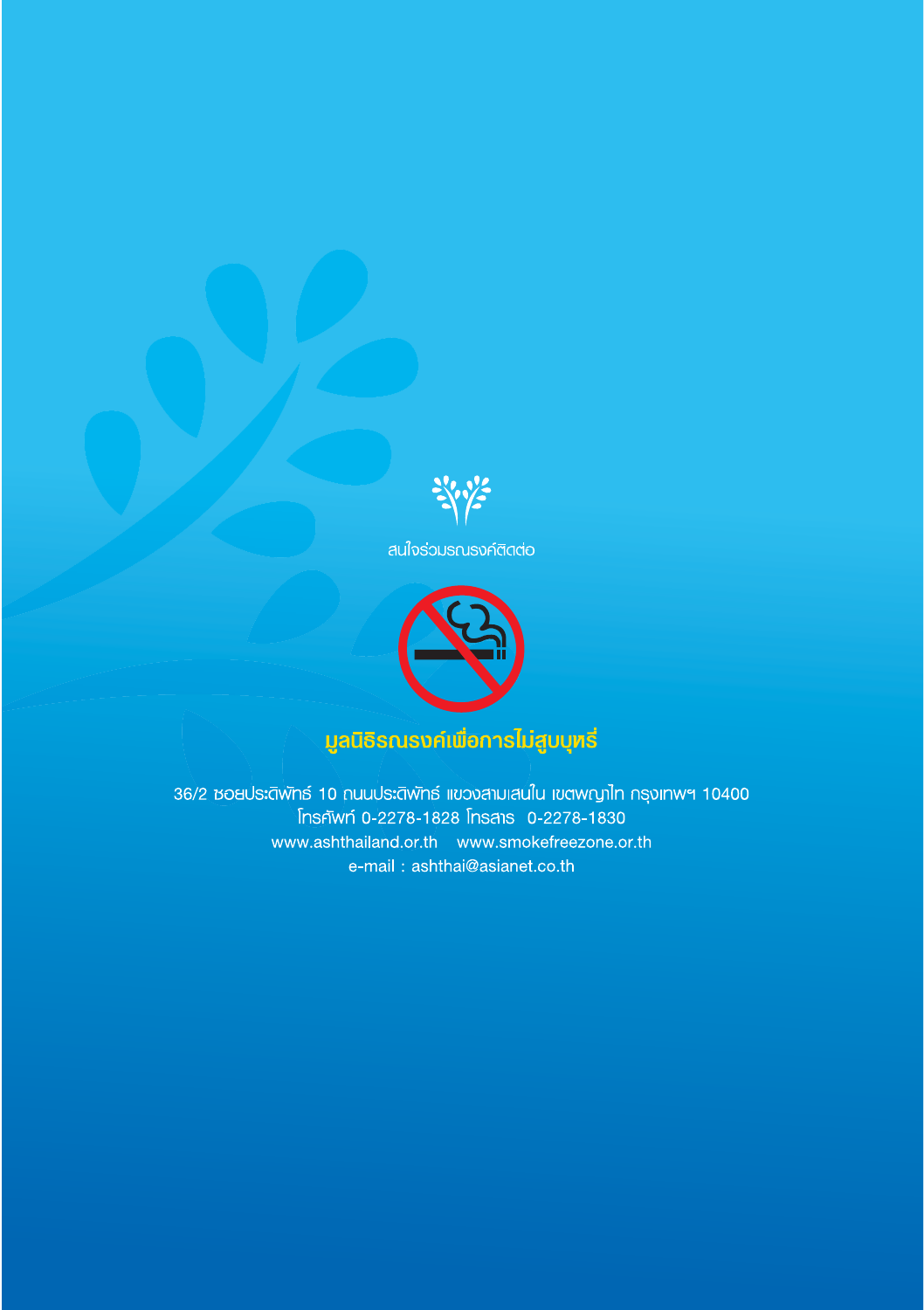สนใจร่วมรณรงค์ติดต่อ

**มูลนิธิรณรงค์เพื่อการไม่สูบบุหรี่**

36/2 ซอยประดิพัทธ์ 10 ถนนประดิพัทธ์ แขวงสามเสนใน เขตพญาไท กรุงเทพฯ 10400
โทรศัพท์ 0-2278-1828 โทรสาร 0-2278-1830
www.ashthailand.or.th www.smokefreezone.or.th
e-mail : ashthai@asianet.co.th